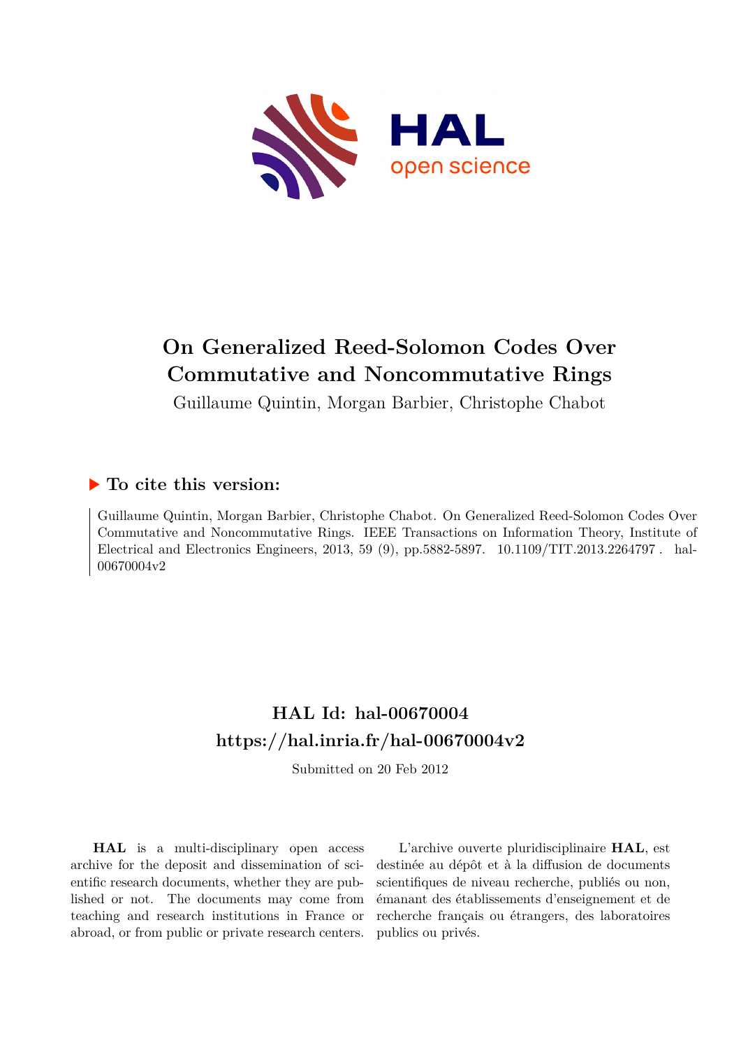# On Generalized Reed-Solomon Codes Over Commutative and Noncommutative Rings

Guillaume Quintin, Morgan Barbier, Christophe Chabot

## To cite this version:

Guillaume Quintin, Morgan Barbier, Christophe Chabot. On Generalized Reed-Solomon Codes Over Commutative and Noncommutative Rings. IEEE Transactions on Information Theory, Institute of Electrical and Electronics Engineers, 2013, 59 (9), pp.5882-5897. 10.1109/TIT.2013.2264797. hal-00670004v2

## HAL Id: hal-00670004
## https://hal.inria.fr/hal-00670004v2

Submitted on 20 Feb 2012

**HAL** is a multi-disciplinary open access archive for the deposit and dissemination of scientific research documents, whether they are published or not. The documents may come from teaching and research institutions in France or abroad, or from public or private research centers.

L'archive ouverte pluridisciplinaire **HAL**, est destinée au dépôt et à la diffusion de documents scientifiques de niveau recherche, publiés ou non, émanant des établissements d'enseignement et de recherche français ou étrangers, des laboratoires publics ou privés.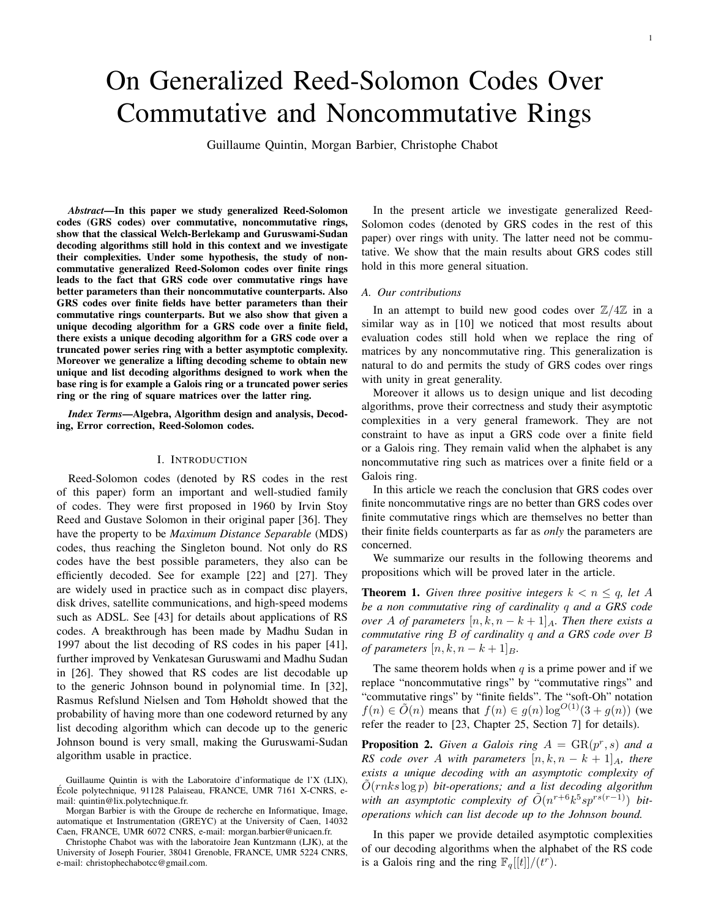# On Generalized Reed-Solomon Codes Over Commutative and Noncommutative Rings

Guillaume Quintin, Morgan Barbier, Christophe Chabot

***Abstract*—In this paper we study generalized Reed-Solomon codes (GRS codes) over commutative, noncommutative rings, show that the classical Welch-Berlekamp and Guruswami-Sudan decoding algorithms still hold in this context and we investigate their complexities. Under some hypothesis, the study of non-commutative generalized Reed-Solomon codes over finite rings leads to the fact that GRS code over commutative rings have better parameters than their noncommutative counterparts. Also GRS codes over finite fields have better parameters than their commutative rings counterparts. But we also show that given a unique decoding algorithm for a GRS code over a finite field, there exists a unique decoding algorithm for a GRS code over a truncated power series ring with a better asymptotic complexity. Moreover we generalize a lifting decoding scheme to obtain new unique and list decoding algorithms designed to work when the base ring is for example a Galois ring or a truncated power series ring or the ring of square matrices over the latter ring.**

***Index Terms*—Algebra, Algorithm design and analysis, Decoding, Error correction, Reed-Solomon codes.**

## I. Introduction

Reed-Solomon codes (denoted by RS codes in the rest of this paper) form an important and well-studied family of codes. They were first proposed in 1960 by Irvin Stoy Reed and Gustave Solomon in their original paper [36]. They have the property to be *Maximum Distance Separable* (MDS) codes, thus reaching the Singleton bound. Not only do RS codes have the best possible parameters, they also can be efficiently decoded. See for example [22] and [27]. They are widely used in practice such as in compact disc players, disk drives, satellite communications, and high-speed modems such as ADSL. See [43] for details about applications of RS codes. A breakthrough has been made by Madhu Sudan in 1997 about the list decoding of RS codes in his paper [41], further improved by Venkatesan Guruswami and Madhu Sudan in [26]. They showed that RS codes are list decodable up to the generic Johnson bound in polynomial time. In [32], Rasmus Refslund Nielsen and Tom Høholdt showed that the probability of having more than one codeword returned by any list decoding algorithm which can decode up to the generic Johnson bound is very small, making the Guruswami-Sudan algorithm usable in practice.

Guillaume Quintin is with the Laboratoire d'informatique de l'X (LIX), École polytechnique, 91128 Palaiseau, FRANCE, UMR 7161 X-CNRS, e-mail: quintin@lix.polytechnique.fr.

Morgan Barbier is with the Groupe de recherche en Informatique, Image, automatique et Instrumentation (GREYC) at the University of Caen, 14032 Caen, FRANCE, UMR 6072 CNRS, e-mail: morgan.barbier@unicaen.fr.

Christophe Chabot was with the laboratoire Jean Kuntzmann (LJK), at the University of Joseph Fourier, 38041 Grenoble, FRANCE, UMR 5224 CNRS, e-mail: christophechabotcc@gmail.com.

In the present article we investigate generalized Reed-Solomon codes (denoted by GRS codes in the rest of this paper) over rings with unity. The latter need not be commutative. We show that the main results about GRS codes still hold in this more general situation.

### A. Our contributions

In an attempt to build new good codes over $\mathbb{Z}/4\mathbb{Z}$ in a similar way as in [10] we noticed that most results about evaluation codes still hold when we replace the ring of matrices by any noncommutative ring. This generalization is natural to do and permits the study of GRS codes over rings with unity in great generality.

Moreover it allows us to design unique and list decoding algorithms, prove their correctness and study their asymptotic complexities in a very general framework. They are not constraint to have as input a GRS code over a finite field or a Galois ring. They remain valid when the alphabet is any noncommutative ring such as matrices over a finite field or a Galois ring.

In this article we reach the conclusion that GRS codes over finite noncommutative rings are no better than GRS codes over finite commutative rings which are themselves no better than their finite fields counterparts as far as *only* the parameters are concerned.

We summarize our results in the following theorems and propositions which will be proved later in the article.

**Theorem 1.** *Given three positive integers $k < n \leq q$, let $A$ be a non commutative ring of cardinality $q$ and a GRS code over $A$ of parameters $[n, k, n-k+1]_A$. Then there exists a commutative ring $B$ of cardinality $q$ and a GRS code over $B$ of parameters $[n, k, n-k+1]_B$.*

The same theorem holds when $q$ is a prime power and if we replace "noncommutative rings" by "commutative rings" and "commutative rings" by "finite fields". The "soft-Oh" notation $f(n) \in \tilde{O}(n)$ means that $f(n) \in g(n) \log^{O(1)}(3 + g(n))$ (we refer the reader to [23, Chapter 25, Section 7] for details).

**Proposition 2.** *Given a Galois ring $A = \mathrm{GR}(p^r, s)$ and a RS code over $A$ with parameters $[n, k, n-k+1]_A$, there exists a unique decoding with an asymptotic complexity of $\tilde{O}(rnks \log p)$ bit-operations; and a list decoding algorithm with an asymptotic complexity of $\tilde{O}(n^{r+6}k^5 sp^{rs(r-1)})$ bit-operations which can list decode up to the Johnson bound.*

In this paper we provide detailed asymptotic complexities of our decoding algorithms when the alphabet of the RS code is a Galois ring and the ring $\mathbb{F}_q[[t]]/(t^r)$.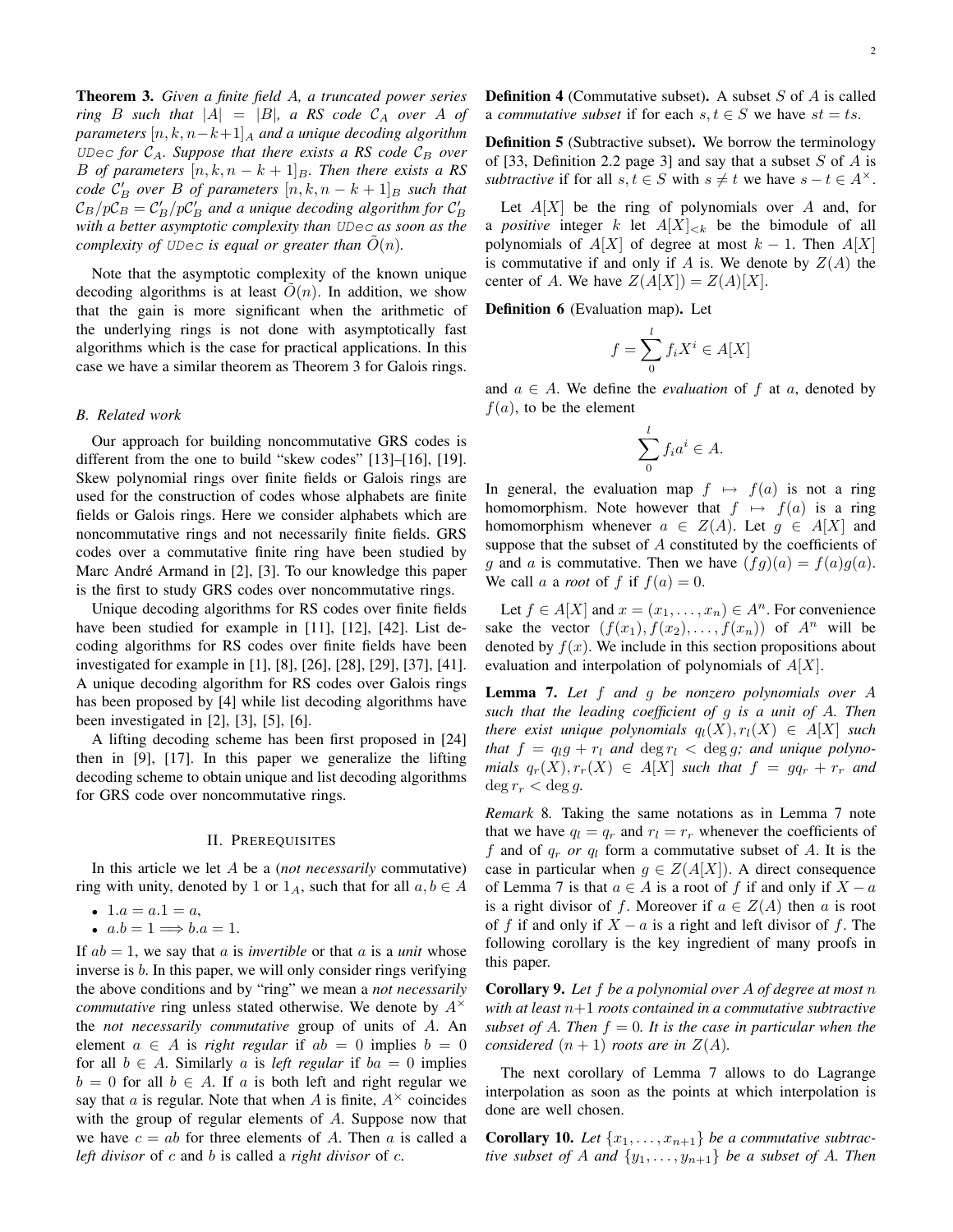**Theorem 3.** *Given a finite field $A$, a truncated power series ring $B$ such that $|A| = |B|$, a RS code $\mathcal{C}_A$ over $A$ of parameters $[n, k, n-k+1]_A$ and a unique decoding algorithm* `UDec` *for $\mathcal{C}_A$. Suppose that there exists a RS code $\mathcal{C}_B$ over $B$ of parameters $[n, k, n-k+1]_B$. Then there exists a RS code $\mathcal{C}'_B$ over $B$ of parameters $[n, k, n-k+1]_B$ such that $\mathcal{C}_B/p\mathcal{C}_B = \mathcal{C}'_B/p\mathcal{C}'_B$ and a unique decoding algorithm for $\mathcal{C}'_B$ with a better asymptotic complexity than* `UDec` *as soon as the complexity of* `UDec` *is equal or greater than $\tilde{O}(n)$.*

Note that the asymptotic complexity of the known unique decoding algorithms is at least $\tilde{O}(n)$. In addition, we show that the gain is more significant when the arithmetic of the underlying rings is not done with asymptotically fast algorithms which is the case for practical applications. In this case we have a similar theorem as Theorem 3 for Galois rings.

### B. Related work

Our approach for building noncommutative GRS codes is different from the one to build "skew codes" [13]–[16], [19]. Skew polynomial rings over finite fields or Galois rings are used for the construction of codes whose alphabets are finite fields or Galois rings. Here we consider alphabets which are noncommutative rings and not necessarily finite fields. GRS codes over a commutative finite ring have been studied by Marc André Armand in [2], [3]. To our knowledge this paper is the first to study GRS codes over noncommutative rings.

Unique decoding algorithms for RS codes over finite fields have been studied for example in [11], [12], [42]. List decoding algorithms for RS codes over finite fields have been investigated for example in [1], [8], [26], [28], [29], [37], [41]. A unique decoding algorithm for RS codes over Galois rings has been proposed by [4] while list decoding algorithms have been investigated in [2], [3], [5], [6].

A lifting decoding scheme has been first proposed in [24] then in [9], [17]. In this paper we generalize the lifting decoding scheme to obtain unique and list decoding algorithms for GRS code over noncommutative rings.

## II. Prerequisites

In this article we let $A$ be a (*not necessarily* commutative) ring with unity, denoted by $1$ or $1_A$, such that for all $a, b \in A$

- $1.a = a.1 = a$,
- $a.b = 1 \Longrightarrow b.a = 1$.

If $ab = 1$, we say that $a$ is *invertible* or that $a$ is a *unit* whose inverse is $b$. In this paper, we will only consider rings verifying the above conditions and by "ring" we mean a *not necessarily commutative* ring unless stated otherwise. We denote by $A^\times$ the *not necessarily commutative* group of units of $A$. An element $a \in A$ is *right regular* if $ab = 0$ implies $b = 0$ for all $b \in A$. Similarly $a$ is *left regular* if $ba = 0$ implies $b = 0$ for all $b \in A$. If $a$ is both left and right regular we say that $a$ is regular. Note that when $A$ is finite, $A^\times$ coincides with the group of regular elements of $A$. Suppose now that we have $c = ab$ for three elements of $A$. Then $a$ is called a *left divisor* of $c$ and $b$ is called a *right divisor* of $c$.

**Definition 4** (Commutative subset)**.** A subset $S$ of $A$ is called a *commutative subset* if for each $s, t \in S$ we have $st = ts$.

**Definition 5** (Subtractive subset)**.** We borrow the terminology of [33, Definition 2.2 page 3] and say that a subset $S$ of $A$ is *subtractive* if for all $s, t \in S$ with $s \neq t$ we have $s - t \in A^\times$.

Let $A[X]$ be the ring of polynomials over $A$ and, for a *positive* integer $k$ let $A[X]_{<k}$ be the bimodule of all polynomials of $A[X]$ of degree at most $k-1$. Then $A[X]$ is commutative if and only if $A$ is. We denote by $Z(A)$ the center of $A$. We have $Z(A[X]) = Z(A)[X]$.

**Definition 6** (Evaluation map)**.** Let

$$f = \sum_{0}^{l} f_i X^i \in A[X]$$

and $a \in A$. We define the *evaluation* of $f$ at $a$, denoted by $f(a)$, to be the element

$$\sum_{0}^{l} f_i a^i \in A.$$

In general, the evaluation map $f \mapsto f(a)$ is not a ring homomorphism. Note however that $f \mapsto f(a)$ is a ring homomorphism whenever $a \in Z(A)$. Let $g \in A[X]$ and suppose that the subset of $A$ constituted by the coefficients of $g$ and $a$ is commutative. Then we have $(fg)(a) = f(a)g(a)$. We call $a$ a *root* of $f$ if $f(a) = 0$.

Let $f \in A[X]$ and $x = (x_1, \ldots, x_n) \in A^n$. For convenience sake the vector $(f(x_1), f(x_2), \ldots, f(x_n))$ of $A^n$ will be denoted by $f(x)$. We include in this section propositions about evaluation and interpolation of polynomials of $A[X]$.

**Lemma 7.** *Let $f$ and $g$ be nonzero polynomials over $A$ such that the leading coefficient of $g$ is a unit of $A$. Then there exist unique polynomials $q_l(X), r_l(X) \in A[X]$ such that $f = q_l g + r_l$ and $\deg r_l < \deg g$; and unique polynomials $q_r(X), r_r(X) \in A[X]$ such that $f = gq_r + r_r$ and $\deg r_r < \deg g$.*

*Remark* 8. Taking the same notations as in Lemma 7 note that we have $q_l = q_r$ and $r_l = r_r$ whenever the coefficients of $f$ and of $q_r$ *or* $q_l$ form a commutative subset of $A$. It is the case in particular when $g \in Z(A[X])$. A direct consequence of Lemma 7 is that $a \in A$ is a root of $f$ if and only if $X - a$ is a right divisor of $f$. Moreover if $a \in Z(A)$ then $a$ is root of $f$ if and only if $X - a$ is a right and left divisor of $f$. The following corollary is the key ingredient of many proofs in this paper.

**Corollary 9.** *Let $f$ be a polynomial over $A$ of degree at most $n$ with at least $n+1$ roots contained in a commutative subtractive subset of $A$. Then $f = 0$. It is the case in particular when the considered $(n+1)$ roots are in $Z(A)$.*

The next corollary of Lemma 7 allows to do Lagrange interpolation as soon as the points at which interpolation is done are well chosen.

**Corollary 10.** *Let $\{x_1, \ldots, x_{n+1}\}$ be a commutative subtractive subset of $A$ and $\{y_1, \ldots, y_{n+1}\}$ be a subset of $A$. Then*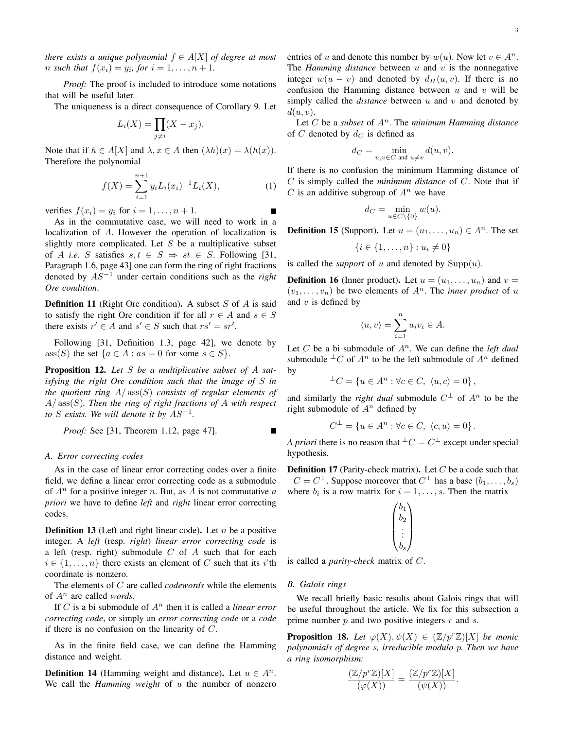*there exists a unique polynomial $f \in A[X]$ of degree at most $n$ such that $f(x_i) = y_i$, for $i = 1, \ldots, n+1$.*

*Proof:* The proof is included to introduce some notations that will be useful later.

The uniqueness is a direct consequence of Corollary 9. Let

$$L_i(X) = \prod_{j \neq i} (X - x_j).$$

Note that if $h \in A[X]$ and $\lambda, x \in A$ then $(\lambda h)(x) = \lambda(h(x))$. Therefore the polynomial

$$f(X) = \sum_{i=1}^{n+1} y_i L_i(x_i)^{-1} L_i(X), \tag{1}$$

verifies $f(x_i) = y_i$ for $i = 1, \ldots, n+1$. ∎

As in the commutative case, we will need to work in a localization of $A$. However the operation of localization is slightly more complicated. Let $S$ be a multiplicative subset of $A$ *i.e.* $S$ satisfies $s, t \in S \Rightarrow st \in S$. Following [31, Paragraph 1.6, page 43] one can form the ring of right fractions denoted by $AS^{-1}$ under certain conditions such as the *right Ore condition*.

**Definition 11** (Right Ore condition)**.** A subset $S$ of $A$ is said to satisfy the right Ore condition if for all $r \in A$ and $s \in S$ there exists $r' \in A$ and $s' \in S$ such that $rs' = sr'$.

Following [31, Definition 1.3, page 42], we denote by $\operatorname{ass}(S)$ the set $\{a \in A : as = 0 \text{ for some } s \in S\}$.

**Proposition 12.** *Let $S$ be a multiplicative subset of $A$ satisfying the right Ore condition such that the image of $S$ in the quotient ring $A/\operatorname{ass}(S)$ consists of regular elements of $A/\operatorname{ass}(S)$. Then the ring of right fractions of $A$ with respect to $S$ exists. We will denote it by $AS^{-1}$.*

*Proof:* See [31, Theorem 1.12, page 47]. ∎

### A. Error correcting codes

As in the case of linear error correcting codes over a finite field, we define a linear error correcting code as a submodule of $A^n$ for a positive integer $n$. But, as $A$ is not commutative *a priori* we have to define *left* and *right* linear error correcting codes.

**Definition 13** (Left and right linear code)**.** Let $n$ be a positive integer. A *left* (resp. *right*) *linear error correcting code* is a left (resp. right) submodule $C$ of $A$ such that for each $i \in \{1, \ldots, n\}$ there exists an element of $C$ such that its $i$'th coordinate is nonzero.

The elements of $C$ are called *codewords* while the elements of $A^n$ are called *words*.

If $C$ is a bi submodule of $A^n$ then it is called a *linear error correcting code*, or simply an *error correcting code* or a *code* if there is no confusion on the linearity of $C$.

As in the finite field case, we can define the Hamming distance and weight.

**Definition 14** (Hamming weight and distance)**.** Let $u \in A^n$. We call the *Hamming weight* of $u$ the number of nonzero entries of $u$ and denote this number by $w(u)$. Now let $v \in A^n$. The *Hamming distance* between $u$ and $v$ is the nonnegative integer $w(u - v)$ and denoted by $d_H(u, v)$. If there is no confusion the Hamming distance between $u$ and $v$ will be simply called the *distance* between $u$ and $v$ and denoted by $d(u, v)$.

Let $C$ be a *subset* of $A^n$. The *minimum Hamming distance* of $C$ denoted by $d_C$ is defined as

$$d_C = \min_{u, v \in C \text{ and } u \neq v} d(u, v).$$

If there is no confusion the minimum Hamming distance of $C$ is simply called the *minimum distance* of $C$. Note that if $C$ is an additive subgroup of $A^n$ we have

$$d_C = \min_{u \in C \setminus \{0\}} w(u).$$

**Definition 15** (Support)**.** Let $u = (u_1, \ldots, u_n) \in A^n$. The set

$$\{i \in \{1, \ldots, n\} : u_i \neq 0\}$$

is called the *support* of $u$ and denoted by $\operatorname{Supp}(u)$.

**Definition 16** (Inner product)**.** Let $u = (u_1, \ldots, u_n)$ and $v = (v_1, \ldots, v_n)$ be two elements of $A^n$. The *inner product* of $u$ and $v$ is defined by

$$\langle u, v \rangle = \sum_{i=1}^{n} u_i v_i \in A.$$

Let $C$ be a bi submodule of $A^n$. We can define the *left dual* submodule ${}^{\perp}C$ of $A^n$ to be the left submodule of $A^n$ defined by

$${}^{\perp}C = \{u \in A^n : \forall c \in C, \ \langle u, c \rangle = 0\},$$

and similarly the *right dual* submodule $C^{\perp}$ of $A^n$ to be the right submodule of $A^n$ defined by

$$C^{\perp} = \{u \in A^n : \forall c \in C, \ \langle c, u \rangle = 0\}.$$

*A priori* there is no reason that ${}^{\perp}C = C^{\perp}$ except under special hypothesis.

**Definition 17** (Parity-check matrix)**.** Let $C$ be a code such that ${}^{\perp}C = C^{\perp}$. Suppose moreover that $C^{\perp}$ has a base $(b_1, \ldots, b_s)$ where $b_i$ is a row matrix for $i = 1, \ldots, s$. Then the matrix

$$\begin{pmatrix} b_1 \\ b_2 \\ \vdots \\ b_s \end{pmatrix}$$

is called a *parity-check* matrix of $C$.

### B. Galois rings

We recall briefly basic results about Galois rings that will be useful throughout the article. We fix for this subsection a prime number $p$ and two positive integers $r$ and $s$.

**Proposition 18.** *Let $\varphi(X), \psi(X) \in (\mathbb{Z}/p^r\mathbb{Z})[X]$ be monic polynomials of degree $s$, irreducible modulo $p$. Then we have a ring isomorphism:*

$$\frac{(\mathbb{Z}/p^r\mathbb{Z})[X]}{(\varphi(X))} = \frac{(\mathbb{Z}/p^r\mathbb{Z})[X]}{(\psi(X))}.$$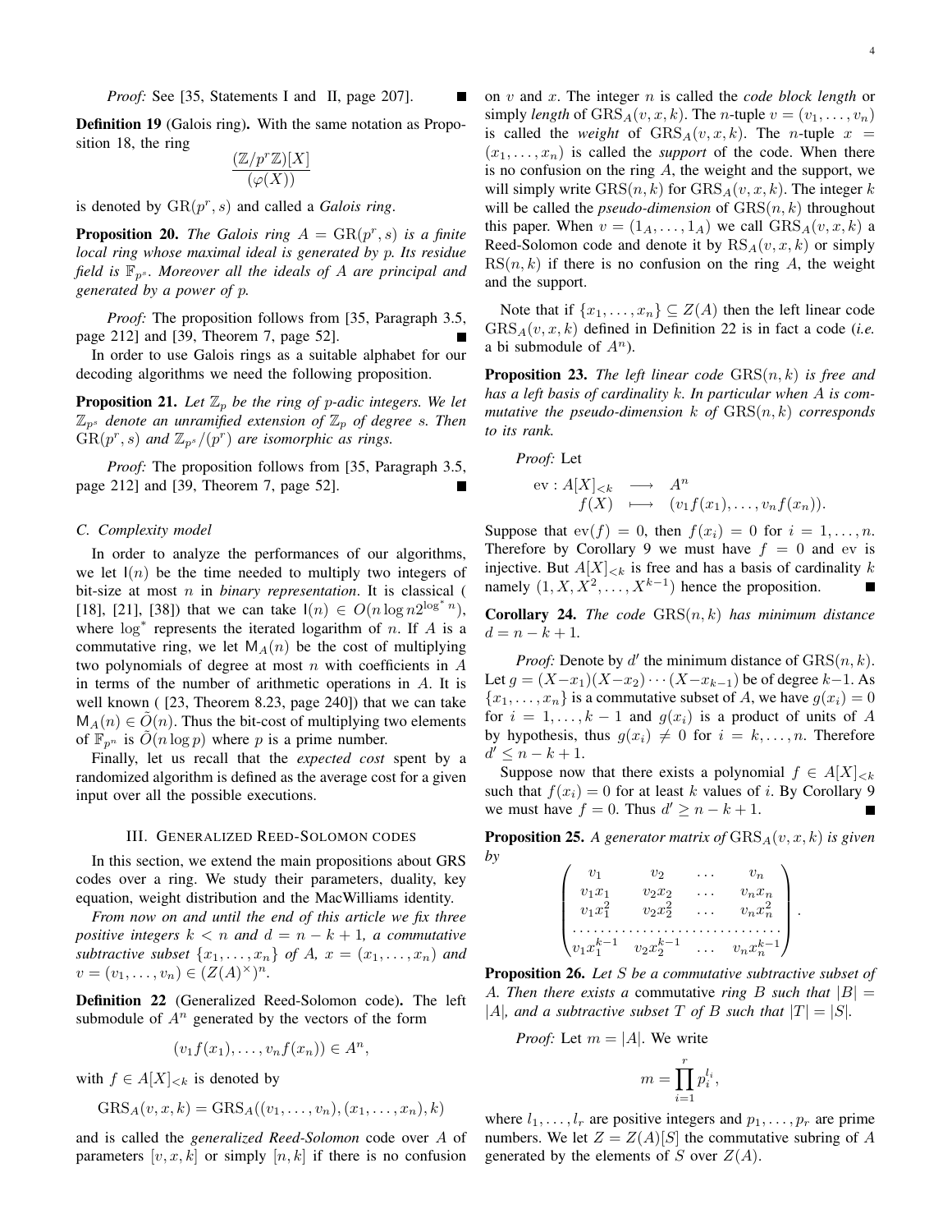*Proof:* See [35, Statements I and II, page 207]. ∎

**Definition 19** (Galois ring)**.** With the same notation as Proposition 18, the ring

$$\frac{(\mathbb{Z}/p^r\mathbb{Z})[X]}{(\varphi(X))}$$

is denoted by $\mathrm{GR}(p^r, s)$ and called a *Galois ring*.

**Proposition 20.** *The Galois ring $A = \mathrm{GR}(p^r, s)$ is a finite local ring whose maximal ideal is generated by $p$. Its residue field is $\mathbb{F}_{p^s}$. Moreover all the ideals of $A$ are principal and generated by a power of $p$.*

*Proof:* The proposition follows from [35, Paragraph 3.5, page 212] and [39, Theorem 7, page 52]. ∎

In order to use Galois rings as a suitable alphabet for our decoding algorithms we need the following proposition.

**Proposition 21.** *Let $\mathbb{Z}_p$ be the ring of $p$-adic integers. We let $\mathbb{Z}_{p^s}$ denote an unramified extension of $\mathbb{Z}_p$ of degree $s$. Then $\mathrm{GR}(p^r, s)$ and $\mathbb{Z}_{p^s}/(p^r)$ are isomorphic as rings.*

*Proof:* The proposition follows from [35, Paragraph 3.5, page 212] and [39, Theorem 7, page 52]. ∎

### C. Complexity model

In order to analyze the performances of our algorithms, we let $\mathsf{I}(n)$ be the time needed to multiply two integers of bit-size at most $n$ in *binary representation*. It is classical ( [18], [21], [38]) that we can take $\mathsf{I}(n) \in O(n \log n 2^{\log^* n})$, where $\log^*$ represents the iterated logarithm of $n$. If $A$ is a commutative ring, we let $\mathsf{M}_A(n)$ be the cost of multiplying two polynomials of degree at most $n$ with coefficients in $A$ in terms of the number of arithmetic operations in $A$. It is well known ( [23, Theorem 8.23, page 240]) that we can take $\mathsf{M}_A(n) \in \tilde{O}(n)$. Thus the bit-cost of multiplying two elements of $\mathbb{F}_{p^n}$ is $\tilde{O}(n \log p)$ where $p$ is a prime number.

Finally, let us recall that the *expected cost* spent by a randomized algorithm is defined as the average cost for a given input over all the possible executions.

## III. Generalized Reed-Solomon codes

In this section, we extend the main propositions about GRS codes over a ring. We study their parameters, duality, key equation, weight distribution and the MacWilliams identity.

*From now on and until the end of this article we fix three positive integers $k < n$ and $d = n - k + 1$, a commutative subtractive subset $\{x_1, \ldots, x_n\}$ of $A$, $x = (x_1, \ldots, x_n)$ and $v = (v_1, \ldots, v_n) \in (Z(A)^\times)^n$.*

**Definition 22** (Generalized Reed-Solomon code)**.** The left submodule of $A^n$ generated by the vectors of the form

$$(v_1 f(x_1), \ldots, v_n f(x_n)) \in A^n,$$

with $f \in A[X]_{<k}$ is denoted by

$$\mathrm{GRS}_A(v, x, k) = \mathrm{GRS}_A((v_1, \ldots, v_n), (x_1, \ldots, x_n), k)$$

and is called the *generalized Reed-Solomon* code over $A$ of parameters $[v, x, k]$ or simply $[n, k]$ if there is no confusion on $v$ and $x$. The integer $n$ is called the *code block length* or simply *length* of $\mathrm{GRS}_A(v, x, k)$. The $n$-tuple $v = (v_1, \ldots, v_n)$ is called the *weight* of $\mathrm{GRS}_A(v, x, k)$. The $n$-tuple $x = (x_1, \ldots, x_n)$ is called the *support* of the code. When there is no confusion on the ring $A$, the weight and the support, we will simply write $\mathrm{GRS}(n, k)$ for $\mathrm{GRS}_A(v, x, k)$. The integer $k$ will be called the *pseudo-dimension* of $\mathrm{GRS}(n, k)$ throughout this paper. When $v = (1_A, \ldots, 1_A)$ we call $\mathrm{GRS}_A(v, x, k)$ a Reed-Solomon code and denote it by $\mathrm{RS}_A(v, x, k)$ or simply $\mathrm{RS}(n, k)$ if there is no confusion on the ring $A$, the weight and the support.

Note that if $\{x_1, \ldots, x_n\} \subseteq Z(A)$ then the left linear code $\mathrm{GRS}_A(v, x, k)$ defined in Definition 22 is in fact a code (*i.e.* a bi submodule of $A^n$).

**Proposition 23.** *The left linear code $\mathrm{GRS}(n, k)$ is free and has a left basis of cardinality $k$. In particular when $A$ is commutative the pseudo-dimension $k$ of $\mathrm{GRS}(n, k)$ corresponds to its rank.*

*Proof:* Let

$$\begin{array}{rccc} \mathrm{ev}: & A[X]_{<k} & \longrightarrow & A^n \\ & f(X) & \longmapsto & (v_1 f(x_1), \ldots, v_n f(x_n)). \end{array}$$

Suppose that $\mathrm{ev}(f) = 0$, then $f(x_i) = 0$ for $i = 1, \ldots, n$. Therefore by Corollary 9 we must have $f = 0$ and $\mathrm{ev}$ is injective. But $A[X]_{<k}$ is free and has a basis of cardinality $k$ namely $(1, X, X^2, \ldots, X^{k-1})$ hence the proposition. ∎

**Corollary 24.** *The code $\mathrm{GRS}(n, k)$ has minimum distance $d = n - k + 1$.*

*Proof:* Denote by $d'$ the minimum distance of $\mathrm{GRS}(n, k)$. Let $g = (X - x_1)(X - x_2) \cdots (X - x_{k-1})$ be of degree $k-1$. As $\{x_1, \ldots, x_n\}$ is a commutative subset of $A$, we have $g(x_i) = 0$ for $i = 1, \ldots, k-1$ and $g(x_i)$ is a product of units of $A$ by hypothesis, thus $g(x_i) \neq 0$ for $i = k, \ldots, n$. Therefore $d' \leq n - k + 1$.

Suppose now that there exists a polynomial $f \in A[X]_{<k}$ such that $f(x_i) = 0$ for at least $k$ values of $i$. By Corollary 9 we must have $f = 0$. Thus $d' \geq n - k + 1$. ∎

**Proposition 25.** *A generator matrix of $\mathrm{GRS}_A(v, x, k)$ is given by*

$$\begin{pmatrix} v_1 & v_2 & \ldots & v_n \\ v_1 x_1 & v_2 x_2 & \ldots & v_n x_n \\ v_1 x_1^2 & v_2 x_2^2 & \ldots & v_n x_n^2 \\ \ldots & \ldots & \ldots & \ldots \\ v_1 x_1^{k-1} & v_2 x_2^{k-1} & \ldots & v_n x_n^{k-1} \end{pmatrix}.$$

**Proposition 26.** *Let $S$ be a commutative subtractive subset of $A$. Then there exists a* commutative *ring $B$ such that $|B| = |A|$, and a subtractive subset $T$ of $B$ such that $|T| = |S|$.*

*Proof:* Let $m = |A|$. We write

$$m = \prod_{i=1}^{r} p_i^{l_i},$$

where $l_1, \ldots, l_r$ are positive integers and $p_1, \ldots, p_r$ are prime numbers. We let $Z = Z(A)[S]$ the commutative subring of $A$ generated by the elements of $S$ over $Z(A)$.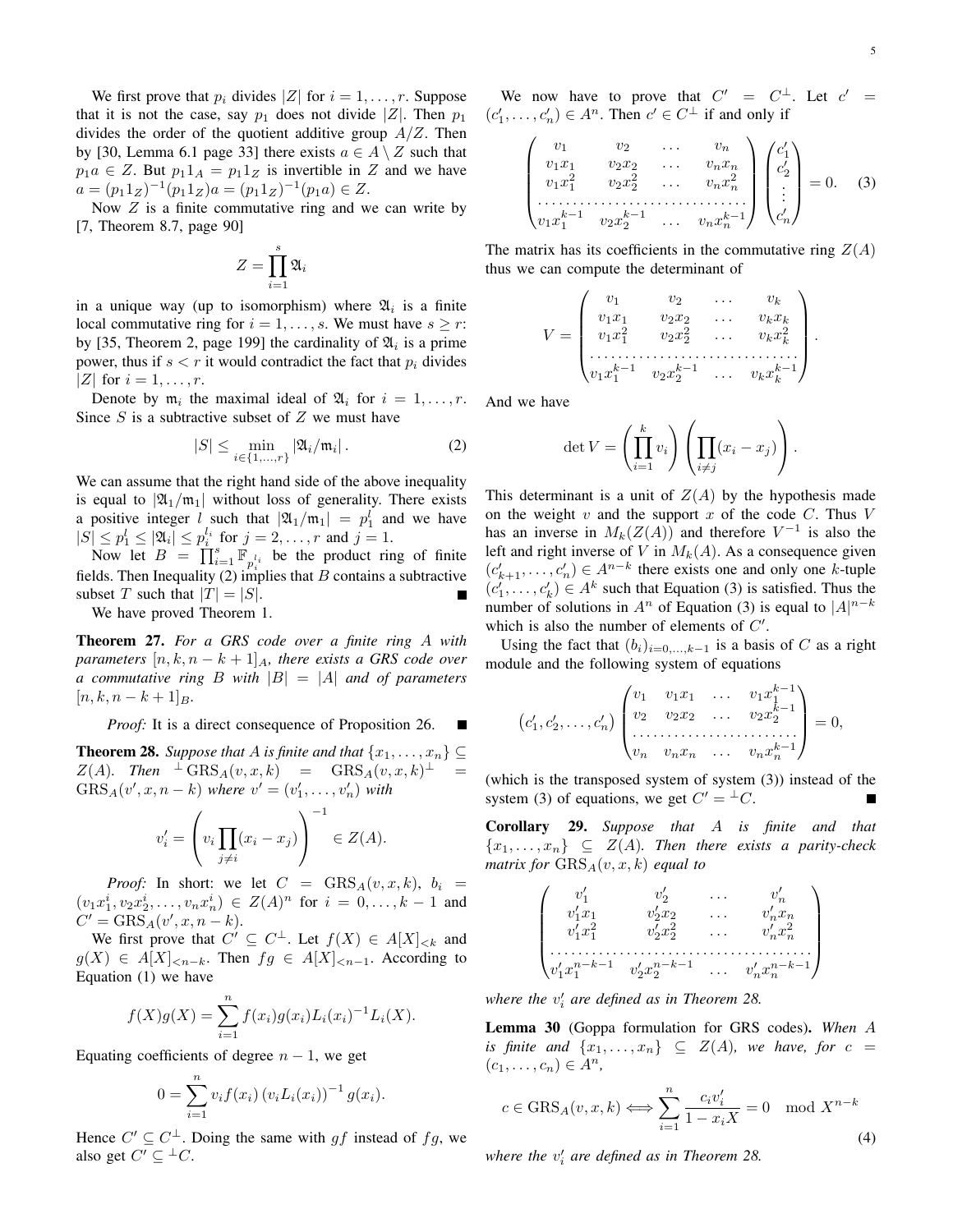We first prove that $p_i$ divides $|Z|$ for $i = 1, \ldots, r$. Suppose that it is not the case, say $p_1$ does not divide $|Z|$. Then $p_1$ divides the order of the quotient additive group $A/Z$. Then by [30, Lemma 6.1 page 33] there exists $a \in A \setminus Z$ such that $p_1 a \in Z$. But $p_1 1_A = p_1 1_Z$ is invertible in $Z$ and we have $a = (p_1 1_Z)^{-1}(p_1 1_Z)a = (p_1 1_Z)^{-1}(p_1 a) \in Z$.

Now $Z$ is a finite commutative ring and we can write by [7, Theorem 8.7, page 90]

$$Z = \prod_{i=1}^{s} \mathfrak{A}_i$$

in a unique way (up to isomorphism) where $\mathfrak{A}_i$ is a finite local commutative ring for $i = 1, \ldots, s$. We must have $s \geq r$: by [35, Theorem 2, page 199] the cardinality of $\mathfrak{A}_i$ is a prime power, thus if $s < r$ it would contradict the fact that $p_i$ divides $|Z|$ for $i = 1, \ldots, r$.

Denote by $\mathfrak{m}_i$ the maximal ideal of $\mathfrak{A}_i$ for $i = 1, \ldots, r$. Since $S$ is a subtractive subset of $Z$ we must have

$$|S| \leq \min_{i \in \{1, \ldots, r\}} |\mathfrak{A}_i / \mathfrak{m}_i|. \tag{2}$$

We can assume that the right hand side of the above inequality is equal to $|\mathfrak{A}_1/\mathfrak{m}_1|$ without loss of generality. There exists a positive integer $l$ such that $|\mathfrak{A}_1/\mathfrak{m}_1| = p_1^l$ and we have $|S| \leq p_1^l \leq |\mathfrak{A}_i| \leq p_i^{l_i}$ for $j = 2, \ldots, r$ and $j = 1$.

Now let $B = \prod_{i=1}^{s} \mathbb{F}_{p_i^{l_i}}$ be the product ring of finite fields. Then Inequality (2) implies that $B$ contains a subtractive subset $T$ such that $|T| = |S|$. ∎

We have proved Theorem 1.

**Theorem 27.** *For a GRS code over a finite ring $A$ with parameters $[n, k, n-k+1]_A$, there exists a GRS code over a commutative ring $B$ with $|B| = |A|$ and of parameters $[n, k, n-k+1]_B$.*

*Proof:* It is a direct consequence of Proposition 26. ∎

**Theorem 28.** *Suppose that $A$ is finite and that $\{x_1, \ldots, x_n\} \subseteq Z(A)$. Then ${}^{\perp}\mathrm{GRS}_A(v, x, k) = \mathrm{GRS}_A(v, x, k)^{\perp} = \mathrm{GRS}_A(v', x, n-k)$ where $v' = (v'_1, \ldots, v'_n)$ with*

$$v'_i = \left( v_i \prod_{j \neq i} (x_i - x_j) \right)^{-1} \in Z(A).$$

*Proof:* In short: we let $C = \mathrm{GRS}_A(v, x, k)$, $b_i = (v_1 x_1^i, v_2 x_2^i, \ldots, v_n x_n^i) \in Z(A)^n$ for $i = 0, \ldots, k-1$ and $C' = \mathrm{GRS}_A(v', x, n-k)$.

We first prove that $C' \subseteq C^{\perp}$. Let $f(X) \in A[X]_{<k}$ and $g(X) \in A[X]_{<n-k}$. Then $fg \in A[X]_{<n-1}$. According to Equation (1) we have

$$f(X)g(X) = \sum_{i=1}^{n} f(x_i) g(x_i) L_i(x_i)^{-1} L_i(X).$$

Equating coefficients of degree $n-1$, we get

$$0 = \sum_{i=1}^{n} v_i f(x_i) \left( v_i L_i(x_i) \right)^{-1} g(x_i).$$

Hence $C' \subseteq C^{\perp}$. Doing the same with $gf$ instead of $fg$, we also get $C' \subseteq {}^{\perp}C$.

We now have to prove that $C' = C^{\perp}$. Let $c' = (c'_1, \ldots, c'_n) \in A^n$. Then $c' \in C^{\perp}$ if and only if

$$\begin{pmatrix} v_1 & v_2 & \ldots & v_n \\ v_1 x_1 & v_2 x_2 & \ldots & v_n x_n \\ v_1 x_1^2 & v_2 x_2^2 & \ldots & v_n x_n^2 \\ \ldots & \ldots & \ldots & \ldots \\ v_1 x_1^{k-1} & v_2 x_2^{k-1} & \ldots & v_n x_n^{k-1} \end{pmatrix} \begin{pmatrix} c'_1 \\ c'_2 \\ \vdots \\ c'_n \end{pmatrix} = 0. \tag{3}$$

The matrix has its coefficients in the commutative ring $Z(A)$ thus we can compute the determinant of

$$V = \begin{pmatrix} v_1 & v_2 & \ldots & v_k \\ v_1 x_1 & v_2 x_2 & \ldots & v_k x_k \\ v_1 x_1^2 & v_2 x_2^2 & \ldots & v_k x_k^2 \\ \ldots & \ldots & \ldots & \ldots \\ v_1 x_1^{k-1} & v_2 x_2^{k-1} & \ldots & v_k x_k^{k-1} \end{pmatrix}.$$

And we have

$$\det V = \left( \prod_{i=1}^{k} v_i \right) \left( \prod_{i \neq j} (x_i - x_j) \right).$$

This determinant is a unit of $Z(A)$ by the hypothesis made on the weight $v$ and the support $x$ of the code $C$. Thus $V$ has an inverse in $M_k(Z(A))$ and therefore $V^{-1}$ is also the left and right inverse of $V$ in $M_k(A)$. As a consequence given $(c'_{k+1}, \ldots, c'_n) \in A^{n-k}$ there exists one and only one $k$-tuple $(c'_1, \ldots, c'_k) \in A^k$ such that Equation (3) is satisfied. Thus the number of solutions in $A^n$ of Equation (3) is equal to $|A|^{n-k}$ which is also the number of elements of $C'$.

Using the fact that $(b_i)_{i=0,\ldots,k-1}$ is a basis of $C$ as a right module and the following system of equations

$$\left( c'_1, c'_2, \ldots, c'_n \right) \begin{pmatrix} v_1 & v_1 x_1 & \ldots & v_1 x_1^{k-1} \\ v_2 & v_2 x_2 & \ldots & v_2 x_2^{k-1} \\ \ldots & \ldots & \ldots & \ldots \\ v_n & v_n x_n & \ldots & v_n x_n^{k-1} \end{pmatrix} = 0,$$

(which is the transposed system of system (3)) instead of the system (3) of equations, we get $C' = {}^{\perp}C$. ∎

**Corollary 29.** *Suppose that $A$ is finite and that $\{x_1, \ldots, x_n\} \subseteq Z(A)$. Then there exists a parity-check matrix for $\mathrm{GRS}_A(v, x, k)$ equal to*

$$\begin{pmatrix} v'_1 & v'_2 & \ldots & v'_n \\ v'_1 x_1 & v'_2 x_2 & \ldots & v'_n x_n \\ v'_1 x_1^2 & v'_2 x_2^2 & \ldots & v'_n x_n^2 \\ \ldots & \ldots & \ldots & \ldots \\ v'_1 x_1^{n-k-1} & v'_2 x_2^{n-k-1} & \ldots & v'_n x_n^{n-k-1} \end{pmatrix}$$

*where the $v'_i$ are defined as in Theorem 28.*

**Lemma 30** (Goppa formulation for GRS codes)**.** *When $A$ is finite and $\{x_1, \ldots, x_n\} \subseteq Z(A)$, we have, for $c = (c_1, \ldots, c_n) \in A^n$,*

$$c \in \mathrm{GRS}_A(v, x, k) \Longleftrightarrow \sum_{i=1}^{n} \frac{c_i v'_i}{1 - x_i X} = 0 \mod X^{n-k} \tag{4}$$

*where the $v'_i$ are defined as in Theorem 28.*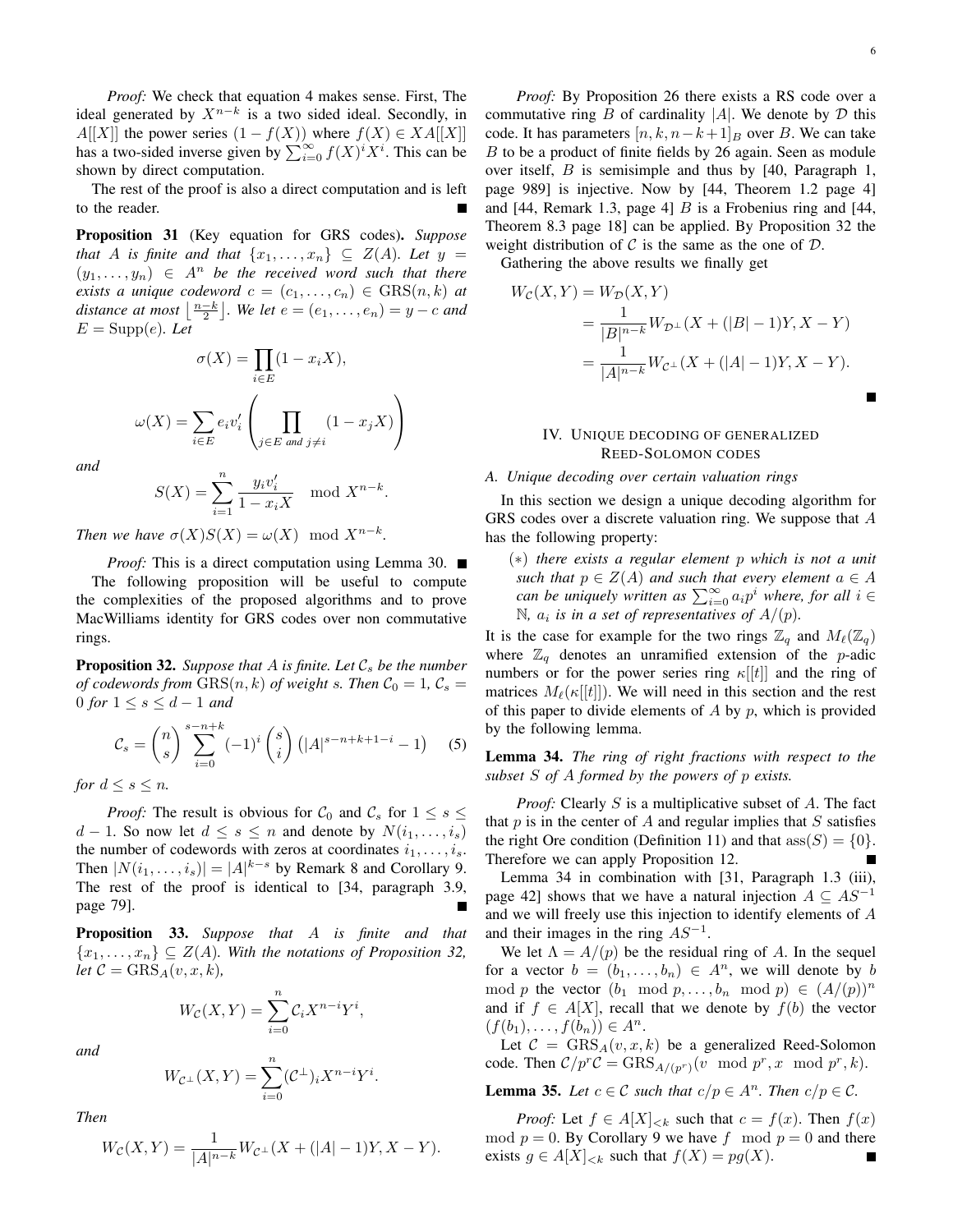*Proof:* We check that equation 4 makes sense. First, The ideal generated by $X^{n-k}$ is a two sided ideal. Secondly, in $A[[X]]$ the power series $(1-f(X))$ where $f(X) \in XA[[X]]$ has a two-sided inverse given by $\sum_{i=0}^{\infty} f(X)^i X^i$. This can be shown by direct computation.

The rest of the proof is also a direct computation and is left to the reader. ∎

**Proposition 31** (Key equation for GRS codes)**.** *Suppose that $A$ is finite and that $\{x_1, \ldots, x_n\} \subseteq Z(A)$. Let $y = (y_1, \ldots, y_n) \in A^n$ be the received word such that there exists a unique codeword $c = (c_1, \ldots, c_n) \in \mathrm{GRS}(n,k)$ at distance at most $\lfloor \frac{n-k}{2} \rfloor$. We let $e = (e_1, \ldots, e_n) = y - c$ and $E = \mathrm{Supp}(e)$. Let*

$$\sigma(X) = \prod_{i \in E}(1 - x_i X),$$

$$\omega(X) = \sum_{i \in E} e_i v_i' \left( \prod_{j \in E \text{ and } j \neq i} (1 - x_j X) \right)$$

*and*

$$S(X) = \sum_{i=1}^{n} \frac{y_i v_i'}{1 - x_i X} \mod X^{n-k}.$$

*Then we have $\sigma(X)S(X) = \omega(X) \mod X^{n-k}$.*

*Proof:* This is a direct computation using Lemma 30. ∎

The following proposition will be useful to compute the complexities of the proposed algorithms and to prove MacWilliams identity for GRS codes over non commutative rings.

**Proposition 32.** *Suppose that $A$ is finite. Let $\mathcal{C}_s$ be the number of codewords from $\mathrm{GRS}(n,k)$ of weight $s$. Then $\mathcal{C}_0 = 1$, $\mathcal{C}_s = 0$ for $1 \leq s \leq d-1$ and*

$$\mathcal{C}_s = \binom{n}{s} \sum_{i=0}^{s-n+k} (-1)^i \binom{s}{i} \left(|A|^{s-n+k+1-i} - 1\right) \quad (5)$$

*for $d \leq s \leq n$.*

*Proof:* The result is obvious for $\mathcal{C}_0$ and $\mathcal{C}_s$ for $1 \leq s \leq d-1$. So now let $d \leq s \leq n$ and denote by $N(i_1, \ldots, i_s)$ the number of codewords with zeros at coordinates $i_1, \ldots, i_s$. Then $|N(i_1, \ldots, i_s)| = |A|^{k-s}$ by Remark 8 and Corollary 9. The rest of the proof is identical to [34, paragraph 3.9, page 79]. ∎

**Proposition 33.** *Suppose that $A$ is finite and that $\{x_1, \ldots, x_n\} \subseteq Z(A)$. With the notations of Proposition 32, let $\mathcal{C} = \mathrm{GRS}_A(v, x, k)$,*

$$W_{\mathcal{C}}(X,Y) = \sum_{i=0}^{n} \mathcal{C}_i X^{n-i} Y^i,$$

*and*

$$W_{\mathcal{C}^\perp}(X,Y) = \sum_{i=0}^{n} (\mathcal{C}^\perp)_i X^{n-i} Y^i.$$

*Then*

$$W_{\mathcal{C}}(X,Y) = \frac{1}{|A|^{n-k}} W_{\mathcal{C}^\perp}(X + (|A|-1)Y, X - Y).$$

*Proof:* By Proposition 26 there exists a RS code over a commutative ring $B$ of cardinality $|A|$. We denote by $\mathcal{D}$ this code. It has parameters $[n, k, n-k+1]_B$ over $B$. We can take $B$ to be a product of finite fields by 26 again. Seen as module over itself, $B$ is semisimple and thus by [40, Paragraph 1, page 989] is injective. Now by [44, Theorem 1.2 page 4] and [44, Remark 1.3, page 4] $B$ is a Frobenius ring and [44, Theorem 8.3 page 18] can be applied. By Proposition 32 the weight distribution of $\mathcal{C}$ is the same as the one of $\mathcal{D}$.

Gathering the above results we finally get

$$\begin{aligned} W_{\mathcal{C}}(X,Y) &= W_{\mathcal{D}}(X,Y) \\ &= \frac{1}{|B|^{n-k}} W_{\mathcal{D}^\perp}(X + (|B|-1)Y, X - Y) \\ &= \frac{1}{|A|^{n-k}} W_{\mathcal{C}^\perp}(X + (|A|-1)Y, X - Y). \end{aligned}$$

∎

## IV. Unique decoding of generalized Reed-Solomon codes

### A. Unique decoding over certain valuation rings

In this section we design a unique decoding algorithm for GRS codes over a discrete valuation ring. We suppose that $A$ has the following property:

$(*)$ *there exists a regular element $p$ which is not a unit such that $p \in Z(A)$ and such that every element $a \in A$ can be uniquely written as $\sum_{i=0}^{\infty} a_i p^i$ where, for all $i \in \mathbb{N}$, $a_i$ is in a set of representatives of $A/(p)$.*

It is the case for example for the two rings $\mathbb{Z}_q$ and $M_\ell(\mathbb{Z}_q)$ where $\mathbb{Z}_q$ denotes an unramified extension of the $p$-adic numbers or for the power series ring $\kappa[[t]]$ and the ring of matrices $M_\ell(\kappa[[t]])$. We will need in this section and the rest of this paper to divide elements of $A$ by $p$, which is provided by the following lemma.

**Lemma 34.** *The ring of right fractions with respect to the subset $S$ of $A$ formed by the powers of $p$ exists.*

*Proof:* Clearly $S$ is a multiplicative subset of $A$. The fact that $p$ is in the center of $A$ and regular implies that $S$ satisfies the right Ore condition (Definition 11) and that $\mathrm{ass}(S) = \{0\}$. Therefore we can apply Proposition 12. ∎

Lemma 34 in combination with [31, Paragraph 1.3 (iii), page 42] shows that we have a natural injection $A \subseteq AS^{-1}$ and we will freely use this injection to identify elements of $A$ and their images in the ring $AS^{-1}$.

We let $\Lambda = A/(p)$ be the residual ring of $A$. In the sequel for a vector $b = (b_1, \ldots, b_n) \in A^n$, we will denote by $b \mod p$ the vector $(b_1 \mod p, \ldots, b_n \mod p) \in (A/(p))^n$ and if $f \in A[X]$, recall that we denote by $f(b)$ the vector $(f(b_1), \ldots, f(b_n)) \in A^n$.

Let $\mathcal{C} = \mathrm{GRS}_A(v, x, k)$ be a generalized Reed-Solomon code. Then $\mathcal{C}/p^r\mathcal{C} = \mathrm{GRS}_{A/(p^r)}(v \mod p^r, x \mod p^r, k)$.

**Lemma 35.** *Let $c \in \mathcal{C}$ such that $c/p \in A^n$. Then $c/p \in \mathcal{C}$.*

*Proof:* Let $f \in A[X]_{<k}$ such that $c = f(x)$. Then $f(x) \mod p = 0$. By Corollary 9 we have $f \mod p = 0$ and there exists $g \in A[X]_{<k}$ such that $f(X) = pg(X)$. ∎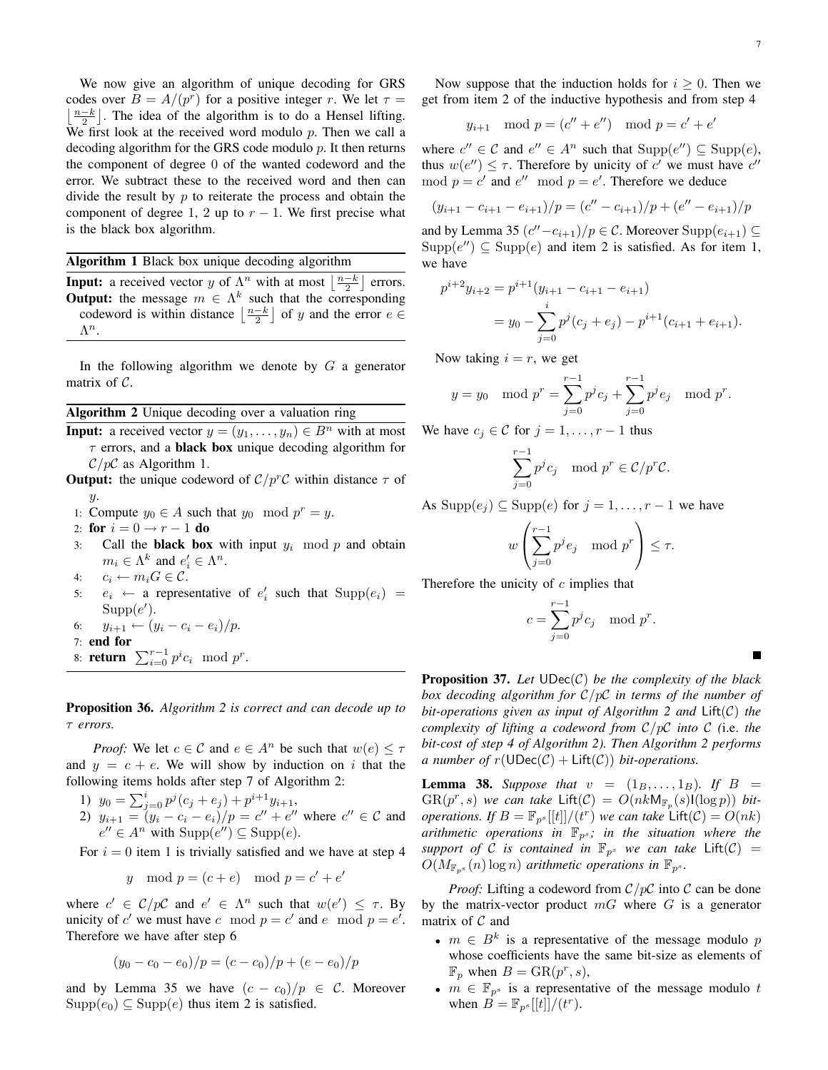We now give an algorithm of unique decoding for GRS codes over $B = A/(p^r)$ for a positive integer $r$. We let $\tau = \left\lfloor \frac{n-k}{2} \right\rfloor$. The idea of the algorithm is to do a Hensel lifting. We first look at the received word modulo $p$. Then we call a decoding algorithm for the GRS code modulo $p$. It then returns the component of degree 0 of the wanted codeword and the error. We subtract these to the received word and then can divide the result by $p$ to reiterate the process and obtain the component of degree 1, 2 up to $r-1$. We first precise what is the black box algorithm.

**Algorithm 1** Black box unique decoding algorithm

**Input:** a received vector $y$ of $\Lambda^n$ with at most $\left\lfloor \frac{n-k}{2} \right\rfloor$ errors.
**Output:** the message $m \in \Lambda^k$ such that the corresponding codeword is within distance $\left\lfloor \frac{n-k}{2} \right\rfloor$ of $y$ and the error $e \in \Lambda^n$.

In the following algorithm we denote by $G$ a generator matrix of $\mathcal{C}$.

**Algorithm 2** Unique decoding over a valuation ring

**Input:** a received vector $y = (y_1, \ldots, y_n) \in B^n$ with at most $\tau$ errors, and a **black box** unique decoding algorithm for $\mathcal{C}/p\mathcal{C}$ as Algorithm 1.
**Output:** the unique codeword of $\mathcal{C}/p^r\mathcal{C}$ within distance $\tau$ of $y$.

1: Compute $y_0 \in A$ such that $y_0 \mod p^r = y$.
2: **for** $i = 0 \to r-1$ **do**
3: Call the **black box** with input $y_i \mod p$ and obtain $m_i \in \Lambda^k$ and $e'_i \in \Lambda^n$.
4: $c_i \leftarrow m_i G \in \mathcal{C}$.
5: $e_i \leftarrow$ a representative of $e'_i$ such that $\mathrm{Supp}(e_i) = \mathrm{Supp}(e')$.
6: $y_{i+1} \leftarrow (y_i - c_i - e_i)/p$.
7: **end for**
8: **return** $\sum_{i=0}^{r-1} p^i c_i \mod p^r$.

**Proposition 36.** *Algorithm 2 is correct and can decode up to $\tau$ errors.*

*Proof:* We let $c \in \mathcal{C}$ and $e \in A^n$ be such that $w(e) \leq \tau$ and $y = c + e$. We will show by induction on $i$ that the following items holds after step 7 of Algorithm 2:

1) $y_0 = \sum_{j=0}^{i} p^j (c_j + e_j) + p^{i+1} y_{i+1}$,
2) $y_{i+1} = (y_i - c_i - e_i)/p = c'' + e''$ where $c'' \in \mathcal{C}$ and $e'' \in A^n$ with $\mathrm{Supp}(e'') \subseteq \mathrm{Supp}(e)$.

For $i = 0$ item 1 is trivially satisfied and we have at step 4

$$y \mod p = (c + e) \mod p = c' + e'$$

where $c' \in \mathcal{C}/p\mathcal{C}$ and $e' \in \Lambda^n$ such that $w(e') \leq \tau$. By unicity of $c'$ we must have $c \mod p = c'$ and $e \mod p = e'$. Therefore we have after step 6

$$(y_0 - c_0 - e_0)/p = (c - c_0)/p + (e - e_0)/p$$

and by Lemma 35 we have $(c - c_0)/p \in \mathcal{C}$. Moreover $\mathrm{Supp}(e_0) \subseteq \mathrm{Supp}(e)$ thus item 2 is satisfied.

Now suppose that the induction holds for $i \geq 0$. Then we get from item 2 of the inductive hypothesis and from step 4

$$y_{i+1} \mod p = (c'' + e'') \mod p = c' + e'$$

where $c'' \in \mathcal{C}$ and $e'' \in A^n$ such that $\mathrm{Supp}(e'') \subseteq \mathrm{Supp}(e)$, thus $w(e'') \leq \tau$. Therefore by unicity of $c'$ we must have $c'' \mod p = c'$ and $e'' \mod p = e'$. Therefore we deduce

$$(y_{i+1} - c_{i+1} - e_{i+1})/p = (c'' - c_{i+1})/p + (e'' - e_{i+1})/p$$

and by Lemma 35 $(c'' - c_{i+1})/p \in \mathcal{C}$. Moreover $\mathrm{Supp}(e_{i+1}) \subseteq \mathrm{Supp}(e'') \subseteq \mathrm{Supp}(e)$ and item 2 is satisfied. As for item 1, we have

$$\begin{aligned} p^{i+2} y_{i+2} &= p^{i+1}(y_{i+1} - c_{i+1} - e_{i+1}) \\ &= y_0 - \sum_{j=0}^{i} p^j (c_j + e_j) - p^{i+1}(c_{i+1} + e_{i+1}). \end{aligned}$$

Now taking $i = r$, we get

$$y = y_0 \mod p^r = \sum_{j=0}^{r-1} p^j c_j + \sum_{j=0}^{r-1} p^j e_j \mod p^r.$$

We have $c_j \in \mathcal{C}$ for $j = 1, \ldots, r-1$ thus

$$\sum_{j=0}^{r-1} p^j c_j \mod p^r \in \mathcal{C}/p^r\mathcal{C}.$$

As $\mathrm{Supp}(e_j) \subseteq \mathrm{Supp}(e)$ for $j = 1, \ldots, r-1$ we have

$$w\left(\sum_{j=0}^{r-1} p^j e_j \mod p^r\right) \leq \tau.$$

Therefore the unicity of $c$ implies that

$$c = \sum_{j=0}^{r-1} p^j c_j \mod p^r.$$

∎

**Proposition 37.** *Let $\mathsf{UDec}(\mathcal{C})$ be the complexity of the black box decoding algorithm for $\mathcal{C}/p\mathcal{C}$ in terms of the number of bit-operations given as input of Algorithm 2 and $\mathsf{Lift}(\mathcal{C})$ the complexity of lifting a codeword from $\mathcal{C}/p\mathcal{C}$ into $\mathcal{C}$ (i.e. the bit-cost of step 4 of Algorithm 2). Then Algorithm 2 performs a number of $r(\mathsf{UDec}(\mathcal{C}) + \mathsf{Lift}(\mathcal{C}))$ bit-operations.*

**Lemma 38.** *Suppose that $v = (1_B, \ldots, 1_B)$. If $B = \mathrm{GR}(p^r, s)$ we can take $\mathsf{Lift}(\mathcal{C}) = O(nk\mathsf{M}_{\mathbb{F}_p}(s)\mathsf{l}(\log p))$ bit-operations. If $B = \mathbb{F}_{p^s}[[t]]/(t^r)$ we can take $\mathsf{Lift}(\mathcal{C}) = O(nk)$ arithmetic operations in $\mathbb{F}_{p^s}$; in the situation where the support of $\mathcal{C}$ is contained in $\mathbb{F}_{p^s}$ we can take $\mathsf{Lift}(\mathcal{C}) = O(M_{\mathbb{F}_{p^s}}(n) \log n)$ arithmetic operations in $\mathbb{F}_{p^s}$.*

*Proof:* Lifting a codeword from $\mathcal{C}/p\mathcal{C}$ into $\mathcal{C}$ can be done by the matrix-vector product $mG$ where $G$ is a generator matrix of $\mathcal{C}$ and

- $m \in B^k$ is a representative of the message modulo $p$ whose coefficients have the same bit-size as elements of $\mathbb{F}_p$ when $B = \mathrm{GR}(p^r, s)$,
- $m \in \mathbb{F}_{p^s}$ is a representative of the message modulo $t$ when $B = \mathbb{F}_{p^s}[[t]]/(t^r)$.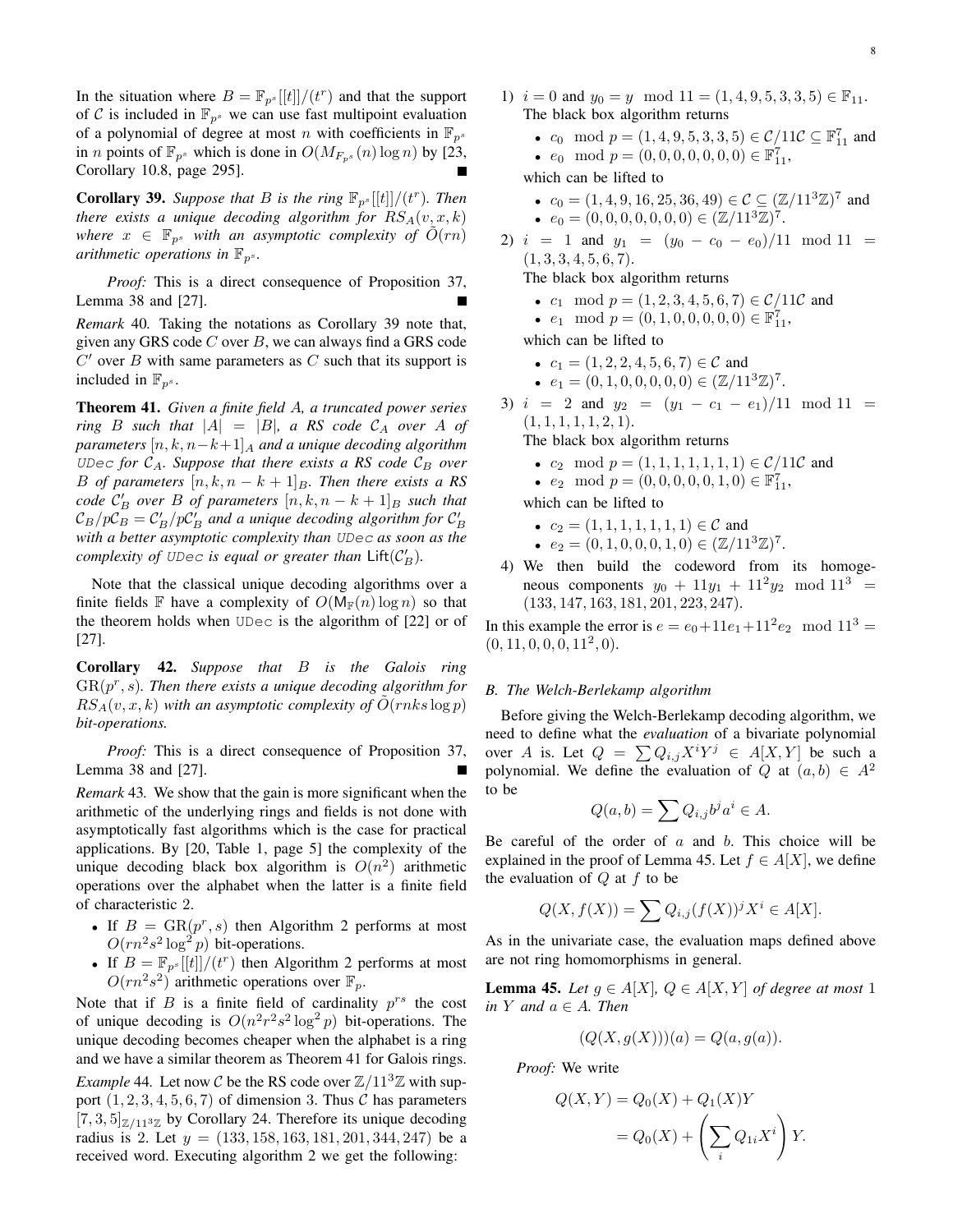In the situation where $B = \mathbb{F}_{p^s}[[t]]/(t^r)$ and that the support of $\mathcal{C}$ is included in $\mathbb{F}_{p^s}$ we can use fast multipoint evaluation of a polynomial of degree at most $n$ with coefficients in $\mathbb{F}_{p^s}$ in $n$ points of $\mathbb{F}_{p^s}$ which is done in $O(M_{F_{p^s}}(n)\log n)$ by [23, Corollary 10.8, page 295]. ∎

**Corollary 39.** *Suppose that $B$ is the ring $\mathbb{F}_{p^s}[[t]]/(t^r)$. Then there exists a unique decoding algorithm for $RS_A(v,x,k)$ where $x \in \mathbb{F}_{p^s}$ with an asymptotic complexity of $\tilde{O}(rn)$ arithmetic operations in $\mathbb{F}_{p^s}$.*

*Proof:* This is a direct consequence of Proposition 37, Lemma 38 and [27]. ∎

*Remark* 40. Taking the notations as Corollary 39 note that, given any GRS code $C$ over $B$, we can always find a GRS code $C'$ over $B$ with same parameters as $C$ such that its support is included in $\mathbb{F}_{p^s}$.

**Theorem 41.** *Given a finite field $A$, a truncated power series ring $B$ such that $|A| = |B|$, a RS code $\mathcal{C}_A$ over $A$ of parameters $[n,k,n-k+1]_A$ and a unique decoding algorithm `UDec` for $\mathcal{C}_A$. Suppose that there exists a RS code $\mathcal{C}_B$ over $B$ of parameters $[n,k,n-k+1]_B$. Then there exists a RS code $\mathcal{C}'_B$ over $B$ of parameters $[n,k,n-k+1]_B$ such that $\mathcal{C}_B/p\mathcal{C}_B = \mathcal{C}'_B/p\mathcal{C}'_B$ and a unique decoding algorithm for $\mathcal{C}'_B$ with a better asymptotic complexity than `UDec` as soon as the complexity of `UDec` is equal or greater than $\mathsf{Lift}(\mathcal{C}'_B)$.*

Note that the classical unique decoding algorithms over a finite fields $\mathbb{F}$ have a complexity of $O(\mathsf{M}_{\mathbb{F}}(n)\log n)$ so that the theorem holds when `UDec` is the algorithm of [22] or of [27].

**Corollary 42.** *Suppose that $B$ is the Galois ring $\mathrm{GR}(p^r,s)$. Then there exists a unique decoding algorithm for $RS_A(v,x,k)$ with an asymptotic complexity of $\tilde{O}(rnks\log p)$ bit-operations.*

*Proof:* This is a direct consequence of Proposition 37, Lemma 38 and [27]. ∎

*Remark* 43. We show that the gain is more significant when the arithmetic of the underlying rings and fields is not done with asymptotically fast algorithms which is the case for practical applications. By [20, Table 1, page 5] the complexity of the unique decoding black box algorithm is $O(n^2)$ arithmetic operations over the alphabet when the latter is a finite field of characteristic 2.

- If $B = \mathrm{GR}(p^r,s)$ then Algorithm 2 performs at most $O(rn^2s^2\log^2 p)$ bit-operations.
- If $B = \mathbb{F}_{p^s}[[t]]/(t^r)$ then Algorithm 2 performs at most $O(rn^2s^2)$ arithmetic operations over $\mathbb{F}_p$.

Note that if $B$ is a finite field of cardinality $p^{rs}$ the cost of unique decoding is $O(n^2r^2s^2\log^2 p)$ bit-operations. The unique decoding becomes cheaper when the alphabet is a ring and we have a similar theorem as Theorem 41 for Galois rings.

*Example* 44. Let now $\mathcal{C}$ be the RS code over $\mathbb{Z}/11^3\mathbb{Z}$ with support $(1,2,3,4,5,6,7)$ of dimension 3. Thus $\mathcal{C}$ has parameters $[7,3,5]_{\mathbb{Z}/11^3\mathbb{Z}}$ by Corollary 24. Therefore its unique decoding radius is 2. Let $y = (133,158,163,181,201,344,247)$ be a received word. Executing algorithm 2 we get the following:

1) $i = 0$ and $y_0 = y \mod 11 = (1,4,9,5,3,3,5) \in \mathbb{F}_{11}$. The black box algorithm returns
   - $c_0 \mod p = (1,4,9,5,3,3,5) \in \mathcal{C}/11\mathcal{C} \subseteq \mathbb{F}_{11}^7$ and
   - $e_0 \mod p = (0,0,0,0,0,0,0) \in \mathbb{F}_{11}^7$,

   which can be lifted to
   - $c_0 = (1,4,9,16,25,36,49) \in \mathcal{C} \subseteq (\mathbb{Z}/11^3\mathbb{Z})^7$ and
   - $e_0 = (0,0,0,0,0,0,0) \in (\mathbb{Z}/11^3\mathbb{Z})^7$.
2) $i = 1$ and $y_1 = (y_0 - c_0 - e_0)/11 \mod 11 = (1,3,3,4,5,6,7)$. The black box algorithm returns
   - $c_1 \mod p = (1,2,3,4,5,6,7) \in \mathcal{C}/11\mathcal{C}$ and
   - $e_1 \mod p = (0,1,0,0,0,0,0) \in \mathbb{F}_{11}^7$,

   which can be lifted to
   - $c_1 = (1,2,2,4,5,6,7) \in \mathcal{C}$ and
   - $e_1 = (0,1,0,0,0,0,0) \in (\mathbb{Z}/11^3\mathbb{Z})^7$.
3) $i = 2$ and $y_2 = (y_1 - c_1 - e_1)/11 \mod 11 = (1,1,1,1,1,2,1)$. The black box algorithm returns
   - $c_2 \mod p = (1,1,1,1,1,1,1) \in \mathcal{C}/11\mathcal{C}$ and
   - $e_2 \mod p = (0,0,0,0,0,1,0) \in \mathbb{F}_{11}^7$,

   which can be lifted to
   - $c_2 = (1,1,1,1,1,1,1) \in \mathcal{C}$ and
   - $e_2 = (0,1,0,0,0,1,0) \in (\mathbb{Z}/11^3\mathbb{Z})^7$.
4) We then build the codeword from its homogeneous components $y_0 + 11y_1 + 11^2y_2 \mod 11^3 = (133,147,163,181,201,223,247)$.

In this example the error is $e = e_0 + 11e_1 + 11^2e_2 \mod 11^3 = (0,11,0,0,0,11^2,0)$.

### B. The Welch-Berlekamp algorithm

Before giving the Welch-Berlekamp decoding algorithm, we need to define what the *evaluation* of a bivariate polynomial over $A$ is. Let $Q = \sum Q_{i,j}X^iY^j \in A[X,Y]$ be such a polynomial. We define the evaluation of $Q$ at $(a,b) \in A^2$ to be

$$Q(a,b) = \sum Q_{i,j}b^ja^i \in A.$$

Be careful of the order of $a$ and $b$. This choice will be explained in the proof of Lemma 45. Let $f \in A[X]$, we define the evaluation of $Q$ at $f$ to be

$$Q(X,f(X)) = \sum Q_{i,j}(f(X))^jX^i \in A[X].$$

As in the univariate case, the evaluation maps defined above are not ring homomorphisms in general.

**Lemma 45.** *Let $g \in A[X]$, $Q \in A[X,Y]$ of degree at most 1 in $Y$ and $a \in A$. Then*

$$(Q(X,g(X)))(a) = Q(a,g(a)).$$

*Proof:* We write

$$\begin{aligned} Q(X,Y) &= Q_0(X) + Q_1(X)Y \\ &= Q_0(X) + \left(\sum_i Q_{1i}X^i\right)Y. \end{aligned}$$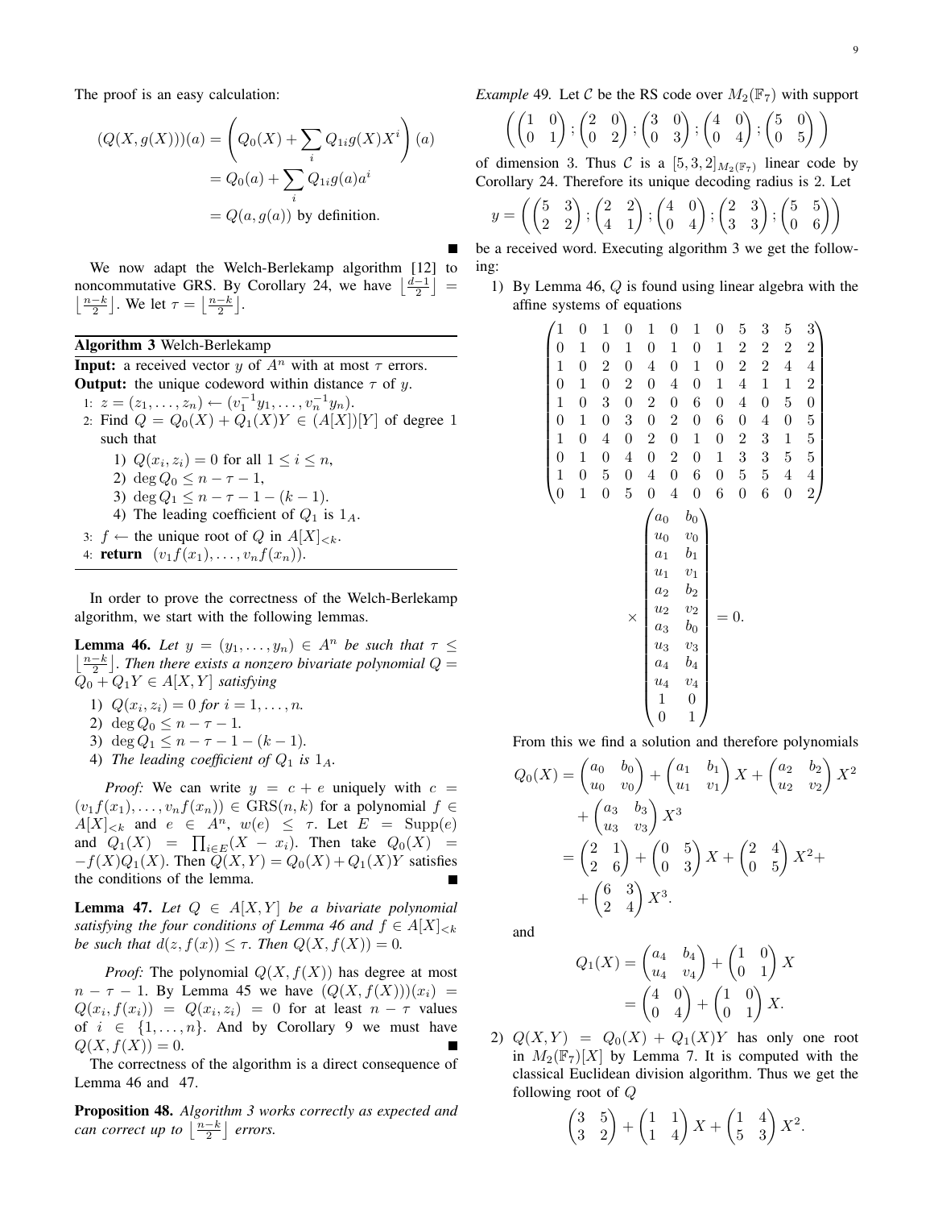The proof is an easy calculation:

$$
\begin{aligned}
(Q(X, g(X)))(a) &= \left(Q_0(X) + \sum_i Q_{1i} g(X) X^i\right)(a) \\
&= Q_0(a) + \sum_i Q_{1i} g(a) a^i \\
&= Q(a, g(a)) \text{ by definition.}
\end{aligned}
$$

∎

We now adapt the Welch-Berlekamp algorithm [12] to noncommutative GRS. By Corollary 24, we have $\left\lfloor \frac{d-1}{2} \right\rfloor = \left\lfloor \frac{n-k}{2} \right\rfloor$. We let $\tau = \left\lfloor \frac{n-k}{2} \right\rfloor$.

**Algorithm 3** Welch-Berlekamp

**Input:** a received vector $y$ of $A^n$ with at most $\tau$ errors.
**Output:** the unique codeword within distance $\tau$ of $y$.

1: $z = (z_1, \ldots, z_n) \leftarrow (v_1^{-1} y_1, \ldots, v_n^{-1} y_n)$.
2: Find $Q = Q_0(X) + Q_1(X)Y \in (A[X])[Y]$ of degree 1 such that
   1) $Q(x_i, z_i) = 0$ for all $1 \le i \le n$,
   2) $\deg Q_0 \le n - \tau - 1$,
   3) $\deg Q_1 \le n - \tau - 1 - (k-1)$.
   4) The leading coefficient of $Q_1$ is $1_A$.
3: $f \leftarrow$ the unique root of $Q$ in $A[X]_{<k}$.
4: **return** $(v_1 f(x_1), \ldots, v_n f(x_n))$.

In order to prove the correctness of the Welch-Berlekamp algorithm, we start with the following lemmas.

**Lemma 46.** *Let $y = (y_1, \ldots, y_n) \in A^n$ be such that $\tau \le \left\lfloor \frac{n-k}{2} \right\rfloor$. Then there exists a nonzero bivariate polynomial $Q = Q_0 + Q_1 Y \in A[X, Y]$ satisfying*

1) *$Q(x_i, z_i) = 0$ for $i = 1, \ldots, n$.*
2) *$\deg Q_0 \le n - \tau - 1$.*
3) *$\deg Q_1 \le n - \tau - 1 - (k-1)$.*
4) *The leading coefficient of $Q_1$ is $1_A$.*

*Proof:* We can write $y = c + e$ uniquely with $c = (v_1 f(x_1), \ldots, v_n f(x_n)) \in \mathrm{GRS}(n, k)$ for a polynomial $f \in A[X]_{<k}$ and $e \in A^n$, $w(e) \le \tau$. Let $E = \mathrm{Supp}(e)$ and $Q_1(X) = \prod_{i \in E}(X - x_i)$. Then take $Q_0(X) = -f(X) Q_1(X)$. Then $Q(X, Y) = Q_0(X) + Q_1(X)Y$ satisfies the conditions of the lemma. ∎

**Lemma 47.** *Let $Q \in A[X, Y]$ be a bivariate polynomial satisfying the four conditions of Lemma 46 and $f \in A[X]_{<k}$ be such that $d(z, f(x)) \le \tau$. Then $Q(X, f(X)) = 0$.*

*Proof:* The polynomial $Q(X, f(X))$ has degree at most $n - \tau - 1$. By Lemma 45 we have $(Q(X, f(X)))(x_i) = Q(x_i, f(x_i)) = Q(x_i, z_i) = 0$ for at least $n - \tau$ values of $i \in \{1, \ldots, n\}$. And by Corollary 9 we must have $Q(X, f(X)) = 0$. ∎

The correctness of the algorithm is a direct consequence of Lemma 46 and 47.

**Proposition 48.** *Algorithm 3 works correctly as expected and can correct up to $\left\lfloor \frac{n-k}{2} \right\rfloor$ errors.*

*Example* 49. Let $\mathcal{C}$ be the RS code over $M_2(\mathbb{F}_7)$ with support

$$
\left( \begin{pmatrix} 1 & 0 \\ 0 & 1 \end{pmatrix}; \begin{pmatrix} 2 & 0 \\ 0 & 2 \end{pmatrix}; \begin{pmatrix} 3 & 0 \\ 0 & 3 \end{pmatrix}; \begin{pmatrix} 4 & 0 \\ 0 & 4 \end{pmatrix}; \begin{pmatrix} 5 & 0 \\ 0 & 5 \end{pmatrix} \right)
$$

of dimension 3. Thus $\mathcal{C}$ is a $[5, 3, 2]_{M_2(\mathbb{F}_7)}$ linear code by Corollary 24. Therefore its unique decoding radius is 2. Let

$$
y = \left( \begin{pmatrix} 5 & 3 \\ 2 & 2 \end{pmatrix}; \begin{pmatrix} 2 & 2 \\ 4 & 1 \end{pmatrix}; \begin{pmatrix} 4 & 0 \\ 0 & 4 \end{pmatrix}; \begin{pmatrix} 2 & 3 \\ 3 & 3 \end{pmatrix}; \begin{pmatrix} 5 & 5 \\ 0 & 6 \end{pmatrix} \right)
$$

be a received word. Executing algorithm 3 we get the following:

1) By Lemma 46, $Q$ is found using linear algebra with the affine systems of equations

$$
\begin{pmatrix}
1 & 0 & 1 & 0 & 1 & 0 & 1 & 0 & 5 & 3 & 5 & 3 \\
0 & 1 & 0 & 1 & 0 & 1 & 0 & 1 & 2 & 2 & 2 & 2 \\
1 & 0 & 2 & 0 & 4 & 0 & 1 & 0 & 2 & 2 & 4 & 4 \\
0 & 1 & 0 & 2 & 0 & 4 & 0 & 1 & 4 & 1 & 1 & 2 \\
1 & 0 & 3 & 0 & 2 & 0 & 6 & 0 & 4 & 0 & 5 & 0 \\
0 & 1 & 0 & 3 & 0 & 2 & 0 & 6 & 0 & 4 & 0 & 5 \\
1 & 0 & 4 & 0 & 2 & 0 & 1 & 0 & 2 & 3 & 1 & 5 \\
0 & 1 & 0 & 4 & 0 & 2 & 0 & 1 & 3 & 3 & 5 & 5 \\
1 & 0 & 5 & 0 & 4 & 0 & 6 & 0 & 5 & 5 & 4 & 4 \\
0 & 1 & 0 & 5 & 0 & 4 & 0 & 6 & 0 & 6 & 0 & 2
\end{pmatrix}
\times
\begin{pmatrix}
a_0 & b_0 \\
u_0 & v_0 \\
a_1 & b_1 \\
u_1 & v_1 \\
a_2 & b_2 \\
u_2 & v_2 \\
a_3 & b_0 \\
u_3 & v_3 \\
a_4 & b_4 \\
u_4 & v_4 \\
1 & 0 \\
0 & 1
\end{pmatrix}
= 0.
$$

From this we find a solution and therefore polynomials

$$
\begin{aligned}
Q_0(X) &= \begin{pmatrix} a_0 & b_0 \\ u_0 & v_0 \end{pmatrix} + \begin{pmatrix} a_1 & b_1 \\ u_1 & v_1 \end{pmatrix} X + \begin{pmatrix} a_2 & b_2 \\ u_2 & v_2 \end{pmatrix} X^2 \\
&\quad + \begin{pmatrix} a_3 & b_3 \\ u_3 & v_3 \end{pmatrix} X^3 \\
&= \begin{pmatrix} 2 & 1 \\ 2 & 6 \end{pmatrix} + \begin{pmatrix} 0 & 5 \\ 0 & 3 \end{pmatrix} X + \begin{pmatrix} 2 & 4 \\ 0 & 5 \end{pmatrix} X^2 + \\
&\quad + \begin{pmatrix} 6 & 3 \\ 2 & 4 \end{pmatrix} X^3.
\end{aligned}
$$

and

$$
\begin{aligned}
Q_1(X) &= \begin{pmatrix} a_4 & b_4 \\ u_4 & v_4 \end{pmatrix} + \begin{pmatrix} 1 & 0 \\ 0 & 1 \end{pmatrix} X \\
&= \begin{pmatrix} 4 & 0 \\ 0 & 4 \end{pmatrix} + \begin{pmatrix} 1 & 0 \\ 0 & 1 \end{pmatrix} X.
\end{aligned}
$$

2) $Q(X, Y) = Q_0(X) + Q_1(X)Y$ has only one root in $M_2(\mathbb{F}_7)[X]$ by Lemma 7. It is computed with the classical Euclidean division algorithm. Thus we get the following root of $Q$

$$
\begin{pmatrix} 3 & 5 \\ 3 & 2 \end{pmatrix} + \begin{pmatrix} 1 & 1 \\ 1 & 4 \end{pmatrix} X + \begin{pmatrix} 1 & 4 \\ 5 & 3 \end{pmatrix} X^2.
$$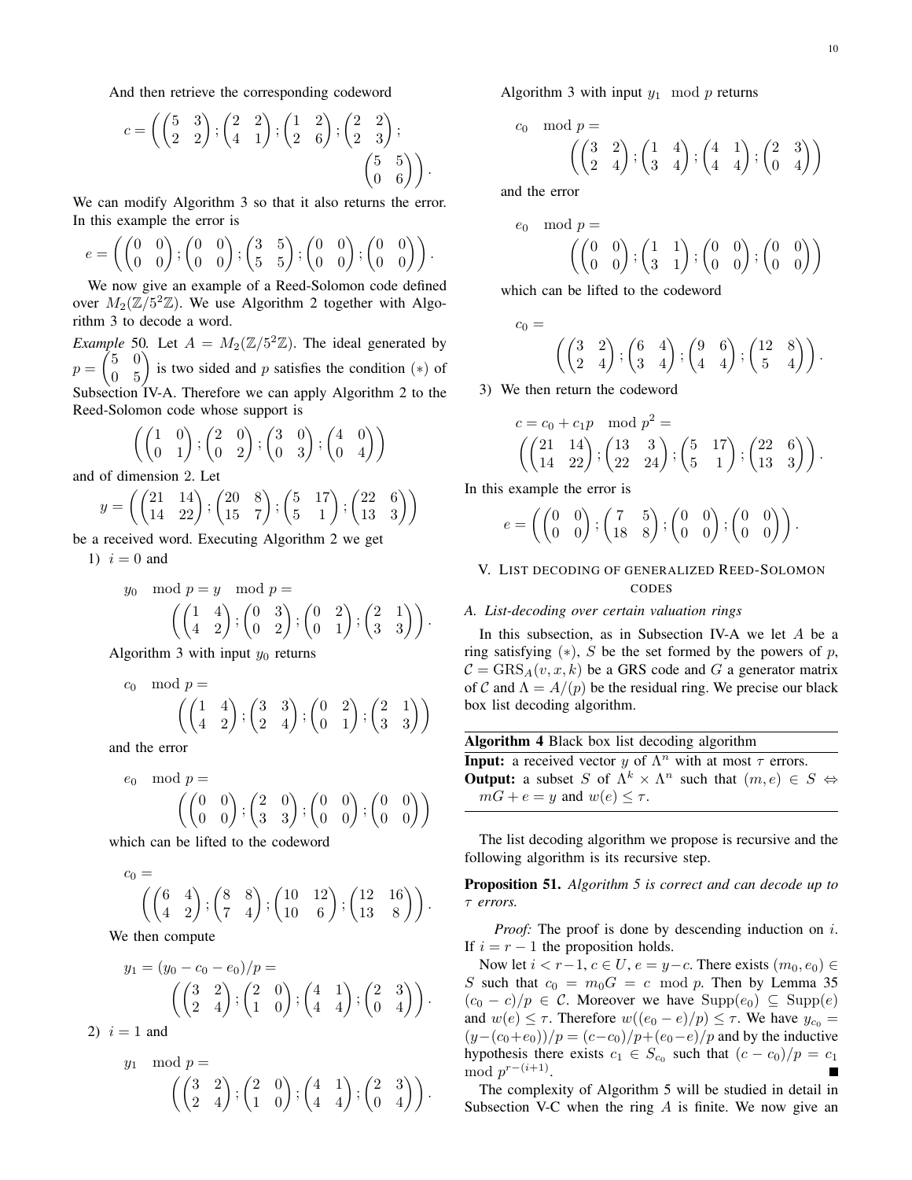And then retrieve the corresponding codeword

$$c = \left( \begin{pmatrix} 5 & 3 \\ 2 & 2 \end{pmatrix}; \begin{pmatrix} 2 & 2 \\ 4 & 1 \end{pmatrix}; \begin{pmatrix} 1 & 2 \\ 2 & 6 \end{pmatrix}; \begin{pmatrix} 2 & 2 \\ 2 & 3 \end{pmatrix}; \begin{pmatrix} 5 & 5 \\ 0 & 6 \end{pmatrix} \right).$$

We can modify Algorithm 3 so that it also returns the error. In this example the error is

$$e = \left( \begin{pmatrix} 0 & 0 \\ 0 & 0 \end{pmatrix}; \begin{pmatrix} 0 & 0 \\ 0 & 0 \end{pmatrix}; \begin{pmatrix} 3 & 5 \\ 5 & 5 \end{pmatrix}; \begin{pmatrix} 0 & 0 \\ 0 & 0 \end{pmatrix}; \begin{pmatrix} 0 & 0 \\ 0 & 0 \end{pmatrix} \right).$$

We now give an example of a Reed-Solomon code defined over $M_2(\mathbb{Z}/5^2\mathbb{Z})$. We use Algorithm 2 together with Algorithm 3 to decode a word.

*Example* 50. Let $A = M_2(\mathbb{Z}/5^2\mathbb{Z})$. The ideal generated by $p = \begin{pmatrix} 5 & 0 \\ 0 & 5 \end{pmatrix}$ is two sided and $p$ satisfies the condition $(*)$ of Subsection IV-A. Therefore we can apply Algorithm 2 to the Reed-Solomon code whose support is

$$\left( \begin{pmatrix} 1 & 0 \\ 0 & 1 \end{pmatrix}; \begin{pmatrix} 2 & 0 \\ 0 & 2 \end{pmatrix}; \begin{pmatrix} 3 & 0 \\ 0 & 3 \end{pmatrix}; \begin{pmatrix} 4 & 0 \\ 0 & 4 \end{pmatrix} \right)$$

and of dimension 2. Let

$$y = \left( \begin{pmatrix} 21 & 14 \\ 14 & 22 \end{pmatrix}; \begin{pmatrix} 20 & 8 \\ 15 & 7 \end{pmatrix}; \begin{pmatrix} 5 & 17 \\ 5 & 1 \end{pmatrix}; \begin{pmatrix} 22 & 6 \\ 13 & 3 \end{pmatrix} \right)$$

be a received word. Executing Algorithm 2 we get

1) $i = 0$ and

$$y_0 \mod p = y \mod p = \left( \begin{pmatrix} 1 & 4 \\ 4 & 2 \end{pmatrix}; \begin{pmatrix} 0 & 3 \\ 0 & 2 \end{pmatrix}; \begin{pmatrix} 0 & 2 \\ 0 & 1 \end{pmatrix}; \begin{pmatrix} 2 & 1 \\ 3 & 3 \end{pmatrix} \right).$$

Algorithm 3 with input $y_0$ returns

$$c_0 \mod p = \left( \begin{pmatrix} 1 & 4 \\ 4 & 2 \end{pmatrix}; \begin{pmatrix} 3 & 3 \\ 2 & 4 \end{pmatrix}; \begin{pmatrix} 0 & 2 \\ 0 & 1 \end{pmatrix}; \begin{pmatrix} 2 & 1 \\ 3 & 3 \end{pmatrix} \right)$$

and the error

$$e_0 \mod p = \left( \begin{pmatrix} 0 & 0 \\ 0 & 0 \end{pmatrix}; \begin{pmatrix} 2 & 0 \\ 3 & 3 \end{pmatrix}; \begin{pmatrix} 0 & 0 \\ 0 & 0 \end{pmatrix}; \begin{pmatrix} 0 & 0 \\ 0 & 0 \end{pmatrix} \right)$$

which can be lifted to the codeword

$$c_0 = \left( \begin{pmatrix} 6 & 4 \\ 4 & 2 \end{pmatrix}; \begin{pmatrix} 8 & 8 \\ 7 & 4 \end{pmatrix}; \begin{pmatrix} 10 & 12 \\ 10 & 6 \end{pmatrix}; \begin{pmatrix} 12 & 16 \\ 13 & 8 \end{pmatrix} \right).$$

We then compute

$$y_1 = (y_0 - c_0 - e_0)/p = \left( \begin{pmatrix} 3 & 2 \\ 2 & 4 \end{pmatrix}; \begin{pmatrix} 2 & 0 \\ 1 & 0 \end{pmatrix}; \begin{pmatrix} 4 & 1 \\ 4 & 4 \end{pmatrix}; \begin{pmatrix} 2 & 3 \\ 0 & 4 \end{pmatrix} \right).$$

2) $i = 1$ and

$$y_1 \mod p = \left( \begin{pmatrix} 3 & 2 \\ 2 & 4 \end{pmatrix}; \begin{pmatrix} 2 & 0 \\ 1 & 0 \end{pmatrix}; \begin{pmatrix} 4 & 1 \\ 4 & 4 \end{pmatrix}; \begin{pmatrix} 2 & 3 \\ 0 & 4 \end{pmatrix} \right).$$

Algorithm 3 with input $y_1 \mod p$ returns

$$c_0 \mod p = \left( \begin{pmatrix} 3 & 2 \\ 2 & 4 \end{pmatrix}; \begin{pmatrix} 1 & 4 \\ 3 & 4 \end{pmatrix}; \begin{pmatrix} 4 & 1 \\ 4 & 4 \end{pmatrix}; \begin{pmatrix} 2 & 3 \\ 0 & 4 \end{pmatrix} \right)$$

and the error

$$e_0 \mod p = \left( \begin{pmatrix} 0 & 0 \\ 0 & 0 \end{pmatrix}; \begin{pmatrix} 1 & 1 \\ 3 & 1 \end{pmatrix}; \begin{pmatrix} 0 & 0 \\ 0 & 0 \end{pmatrix}; \begin{pmatrix} 0 & 0 \\ 0 & 0 \end{pmatrix} \right)$$

which can be lifted to the codeword

$$c_0 = \left( \begin{pmatrix} 3 & 2 \\ 2 & 4 \end{pmatrix}; \begin{pmatrix} 6 & 4 \\ 3 & 4 \end{pmatrix}; \begin{pmatrix} 9 & 6 \\ 4 & 4 \end{pmatrix}; \begin{pmatrix} 12 & 8 \\ 5 & 4 \end{pmatrix} \right).$$

3) We then return the codeword

$$c = c_0 + c_1 p \mod p^2 = \left( \begin{pmatrix} 21 & 14 \\ 14 & 22 \end{pmatrix}; \begin{pmatrix} 13 & 3 \\ 22 & 24 \end{pmatrix}; \begin{pmatrix} 5 & 17 \\ 5 & 1 \end{pmatrix}; \begin{pmatrix} 22 & 6 \\ 13 & 3 \end{pmatrix} \right).$$

In this example the error is

$$e = \left( \begin{pmatrix} 0 & 0 \\ 0 & 0 \end{pmatrix}; \begin{pmatrix} 7 & 5 \\ 18 & 8 \end{pmatrix}; \begin{pmatrix} 0 & 0 \\ 0 & 0 \end{pmatrix}; \begin{pmatrix} 0 & 0 \\ 0 & 0 \end{pmatrix} \right).$$

## V. List decoding of generalized Reed-Solomon codes

### A. List-decoding over certain valuation rings

In this subsection, as in Subsection IV-A we let $A$ be a ring satisfying $(*)$, $S$ be the set formed by the powers of $p$, $\mathcal{C} = \mathrm{GRS}_A(v, x, k)$ be a GRS code and $G$ a generator matrix of $\mathcal{C}$ and $\Lambda = A/(p)$ be the residual ring. We precise our black box list decoding algorithm.

---

**Algorithm 4** Black box list decoding algorithm

**Input:** a received vector $y$ of $\Lambda^n$ with at most $\tau$ errors.

**Output:** a subset $S$ of $\Lambda^k \times \Lambda^n$ such that $(m, e) \in S \Leftrightarrow mG + e = y$ and $w(e) \leq \tau$.

---

The list decoding algorithm we propose is recursive and the following algorithm is its recursive step.

**Proposition 51.** *Algorithm 5 is correct and can decode up to $\tau$ errors.*

*Proof:* The proof is done by descending induction on $i$. If $i = r - 1$ the proposition holds.

Now let $i < r-1$, $c \in U$, $e = y - c$. There exists $(m_0, e_0) \in S$ such that $c_0 = m_0 G = c \mod p$. Then by Lemma 35 $(c_0 - c)/p \in \mathcal{C}$. Moreover we have $\mathrm{Supp}(e_0) \subseteq \mathrm{Supp}(e)$ and $w(e) \leq \tau$. Therefore $w((e_0 - e)/p) \leq \tau$. We have $y_{c_0} = (y - (c_0 + e_0))/p = (c - c_0)/p + (e_0 - e)/p$ and by the inductive hypothesis there exists $c_1 \in S_{c_0}$ such that $(c - c_0)/p = c_1 \mod p^{r-(i+1)}$. ∎

The complexity of Algorithm 5 will be studied in detail in Subsection V-C when the ring $A$ is finite. We now give an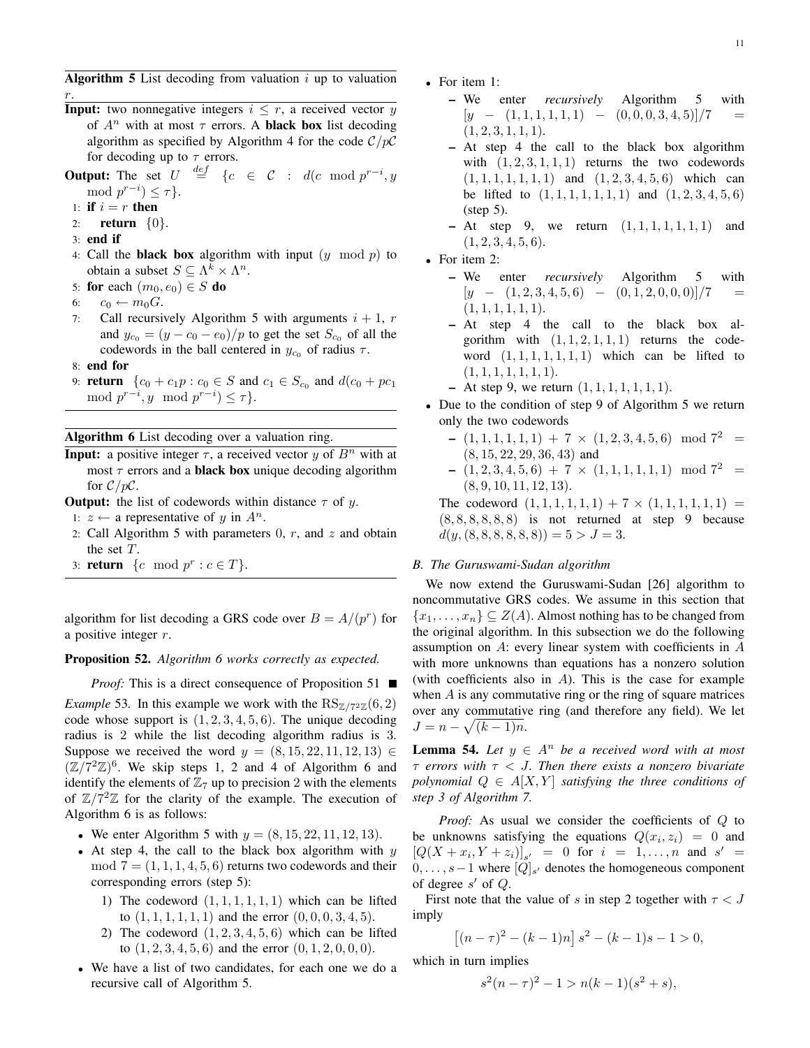**Algorithm 5** List decoding from valuation $i$ up to valuation $r$.

**Input:** two nonnegative integers $i \leq r$, a received vector $y$ of $A^n$ with at most $\tau$ errors. A **black box** list decoding algorithm as specified by Algorithm 4 for the code $\mathcal{C}/p\mathcal{C}$ for decoding up to $\tau$ errors.

**Output:** The set $U \stackrel{def}{=} \{c \in \mathcal{C} : d(c \mod p^{r-i}, y \mod p^{r-i}) \leq \tau\}$.

1: **if** $i = r$ **then**
2: &nbsp;&nbsp;&nbsp;**return** $\{0\}$.
3: **end if**
4: Call the **black box** algorithm with input $(y \mod p)$ to obtain a subset $S \subseteq \Lambda^k \times \Lambda^n$.
5: **for** each $(m_0, e_0) \in S$ **do**
6: &nbsp;&nbsp;&nbsp;$c_0 \leftarrow m_0 G$.
7: &nbsp;&nbsp;&nbsp;Call recursively Algorithm 5 with arguments $i+1$, $r$ and $y_{c_0} = (y - c_0 - e_0)/p$ to get the set $S_{c_0}$ of all the codewords in the ball centered in $y_{c_0}$ of radius $\tau$.
8: **end for**
9: **return** $\{c_0 + c_1 p : c_0 \in S$ and $c_1 \in S_{c_0}$ and $d(c_0 + pc_1 \mod p^{r-i}, y \mod p^{r-i}) \leq \tau\}$.

**Algorithm 6** List decoding over a valuation ring.

**Input:** a positive integer $\tau$, a received vector $y$ of $B^n$ with at most $\tau$ errors and a **black box** unique decoding algorithm for $\mathcal{C}/p\mathcal{C}$.

**Output:** the list of codewords within distance $\tau$ of $y$.

1: $z \leftarrow$ a representative of $y$ in $A^n$.
2: Call Algorithm 5 with parameters 0, $r$, and $z$ and obtain the set $T$.
3: **return** $\{c \mod p^r : c \in T\}$.

algorithm for list decoding a GRS code over $B = A/(p^r)$ for a positive integer $r$.

**Proposition 52.** *Algorithm 6 works correctly as expected.*

*Proof:* This is a direct consequence of Proposition 51 ■

*Example* 53. In this example we work with the $\mathrm{RS}_{\mathbb{Z}/7^2\mathbb{Z}}(6,2)$ code whose support is $(1,2,3,4,5,6)$. The unique decoding radius is 2 while the list decoding algorithm radius is 3. Suppose we received the word $y = (8,15,22,11,12,13) \in (\mathbb{Z}/7^2\mathbb{Z})^6$. We skip steps 1, 2 and 4 of Algorithm 6 and identify the elements of $\mathbb{Z}_7$ up to precision 2 with the elements of $\mathbb{Z}/7^2\mathbb{Z}$ for the clarity of the example. The execution of Algorithm 6 is as follows:

- We enter Algorithm 5 with $y = (8,15,22,11,12,13)$.
- At step 4, the call to the black box algorithm with $y \mod 7 = (1,1,1,4,5,6)$ returns two codewords and their corresponding errors (step 5):
  1) The codeword $(1,1,1,1,1,1)$ which can be lifted to $(1,1,1,1,1,1)$ and the error $(0,0,0,3,4,5)$.
  2) The codeword $(1,2,3,4,5,6)$ which can be lifted to $(1,2,3,4,5,6)$ and the error $(0,1,2,0,0,0)$.
- We have a list of two candidates, for each one we do a recursive call of Algorithm 5.
- For item 1:
  - We enter *recursively* Algorithm 5 with $[y - (1,1,1,1,1,1) - (0,0,0,3,4,5)]/7 = (1,2,3,1,1,1)$.
  - At step 4 the call to the black box algorithm with $(1,2,3,1,1,1)$ returns the two codewords $(1,1,1,1,1,1,1)$ and $(1,2,3,4,5,6)$ which can be lifted to $(1,1,1,1,1,1,1)$ and $(1,2,3,4,5,6)$ (step 5).
  - At step 9, we return $(1,1,1,1,1,1,1)$ and $(1,2,3,4,5,6)$.
- For item 2:
  - We enter *recursively* Algorithm 5 with $[y - (1,2,3,4,5,6) - (0,1,2,0,0,0)]/7 = (1,1,1,1,1,1)$.
  - At step 4 the call to the black box algorithm with $(1,1,2,1,1,1)$ returns the codeword $(1,1,1,1,1,1,1)$ which can be lifted to $(1,1,1,1,1,1,1)$.
  - At step 9, we return $(1,1,1,1,1,1,1)$.
- Due to the condition of step 9 of Algorithm 5 we return only the two codewords
  - $(1,1,1,1,1,1) + 7 \times (1,2,3,4,5,6) \mod 7^2 = (8,15,22,29,36,43)$ and
  - $(1,2,3,4,5,6) + 7 \times (1,1,1,1,1,1) \mod 7^2 = (8,9,10,11,12,13)$.

  The codeword $(1,1,1,1,1,1) + 7 \times (1,1,1,1,1,1) = (8,8,8,8,8,8)$ is not returned at step 9 because $d(y,(8,8,8,8,8,8)) = 5 > J = 3$.

### B. The Guruswami-Sudan algorithm

We now extend the Guruswami-Sudan [26] algorithm to noncommutative GRS codes. We assume in this section that $\{x_1, \ldots, x_n\} \subseteq Z(A)$. Almost nothing has to be changed from the original algorithm. In this subsection we do the following assumption on $A$: every linear system with coefficients in $A$ with more unknowns than equations has a nonzero solution (with coefficients also in $A$). This is the case for example when $A$ is any commutative ring or the ring of square matrices over any commutative ring (and therefore any field). We let $J = n - \sqrt{(k-1)n}$.

**Lemma 54.** *Let $y \in A^n$ be a received word with at most $\tau$ errors with $\tau < J$. Then there exists a nonzero bivariate polynomial $Q \in A[X,Y]$ satisfying the three conditions of step 3 of Algorithm 7.*

*Proof:* As usual we consider the coefficients of $Q$ to be unknowns satisfying the equations $Q(x_i, z_i) = 0$ and $[Q(X + x_i, Y + z_i)]_{s'} = 0$ for $i = 1, \ldots, n$ and $s' = 0, \ldots, s-1$ where $[Q]_{s'}$ denotes the homogeneous component of degree $s'$ of $Q$.

First note that the value of $s$ in step 2 together with $\tau < J$ imply

$$\left[(n-\tau)^2 - (k-1)n\right] s^2 - (k-1)s - 1 > 0,$$

which in turn implies

$$s^2(n-\tau)^2 - 1 > n(k-1)(s^2+s),$$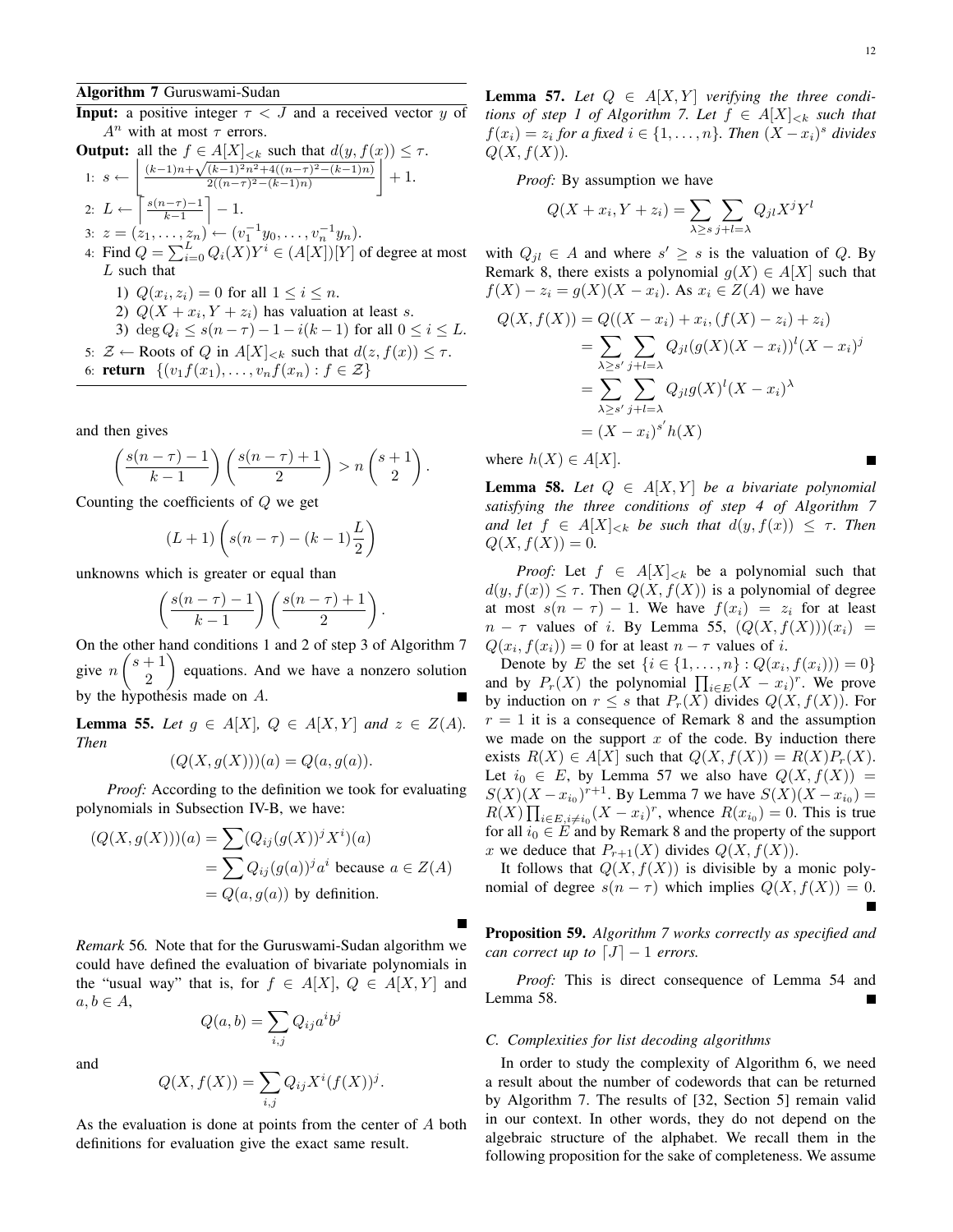**Algorithm 7** Guruswami-Sudan

**Input:** a positive integer $\tau < J$ and a received vector $y$ of $A^n$ with at most $\tau$ errors.

**Output:** all the $f \in A[X]_{<k}$ such that $d(y, f(x)) \leq \tau$.

1: $s \leftarrow \left\lfloor \frac{(k-1)n + \sqrt{(k-1)^2 n^2 + 4((n-\tau)^2 - (k-1)n)}}{2((n-\tau)^2 - (k-1)n)} \right\rfloor + 1.$

2: $L \leftarrow \left\lceil \frac{s(n-\tau)-1}{k-1} \right\rceil - 1.$

3: $z = (z_1, \ldots, z_n) \leftarrow (v_1^{-1} y_0, \ldots, v_n^{-1} y_n).$

4: Find $Q = \sum_{i=0}^{L} Q_i(X) Y^i \in (A[X])[Y]$ of degree at most $L$ such that

  1) $Q(x_i, z_i) = 0$ for all $1 \leq i \leq n$.

  2) $Q(X + x_i, Y + z_i)$ has valuation at least $s$.

  3) $\deg Q_i \leq s(n-\tau) - 1 - i(k-1)$ for all $0 \leq i \leq L$.

5: $\mathcal{Z} \leftarrow$ Roots of $Q$ in $A[X]_{<k}$ such that $d(z, f(x)) \leq \tau$.

6: **return** $\{(v_1 f(x_1), \ldots, v_n f(x_n) : f \in \mathcal{Z}\}$

and then gives

$$\left(\frac{s(n-\tau)-1}{k-1}\right)\left(\frac{s(n-\tau)+1}{2}\right) > n\binom{s+1}{2}.$$

Counting the coefficients of $Q$ we get

$$(L+1)\left(s(n-\tau) - (k-1)\frac{L}{2}\right)$$

unknowns which is greater or equal than

$$\left(\frac{s(n-\tau)-1}{k-1}\right)\left(\frac{s(n-\tau)+1}{2}\right).$$

On the other hand conditions 1 and 2 of step 3 of Algorithm 7 give $n\binom{s+1}{2}$ equations. And we have a nonzero solution by the hypothesis made on $A$. ∎

**Lemma 55.** *Let $g \in A[X]$, $Q \in A[X,Y]$ and $z \in Z(A)$. Then*

$$(Q(X, g(X)))(a) = Q(a, g(a)).$$

*Proof:* According to the definition we took for evaluating polynomials in Subsection IV-B, we have:

$$\begin{aligned}
(Q(X, g(X)))(a) &= \sum (Q_{ij}(g(X))^j X^i)(a) \\
&= \sum Q_{ij}(g(a))^j a^i \text{ because } a \in Z(A) \\
&= Q(a, g(a)) \text{ by definition.}
\end{aligned}$$

∎

*Remark* 56*.* Note that for the Guruswami-Sudan algorithm we could have defined the evaluation of bivariate polynomials in the "usual way" that is, for $f \in A[X]$, $Q \in A[X,Y]$ and $a, b \in A$,

$$Q(a,b) = \sum_{i,j} Q_{ij} a^i b^j$$

and

$$Q(X, f(X)) = \sum_{i,j} Q_{ij} X^i (f(X))^j.$$

As the evaluation is done at points from the center of $A$ both definitions for evaluation give the exact same result.

**Lemma 57.** *Let $Q \in A[X,Y]$ verifying the three conditions of step 1 of Algorithm 7. Let $f \in A[X]_{<k}$ such that $f(x_i) = z_i$ for a fixed $i \in \{1, \ldots, n\}$. Then $(X - x_i)^s$ divides $Q(X, f(X))$.*

*Proof:* By assumption we have

$$Q(X + x_i, Y + z_i) = \sum_{\lambda \geq s} \sum_{j+l=\lambda} Q_{jl} X^j Y^l$$

with $Q_{jl} \in A$ and where $s' \geq s$ is the valuation of $Q$. By Remark 8, there exists a polynomial $g(X) \in A[X]$ such that $f(X) - z_i = g(X)(X - x_i)$. As $x_i \in Z(A)$ we have

$$\begin{aligned}
Q(X, f(X)) &= Q((X - x_i) + x_i, (f(X) - z_i) + z_i) \\
&= \sum_{\lambda \geq s'} \sum_{j+l=\lambda} Q_{jl}(g(X)(X - x_i))^l (X - x_i)^j \\
&= \sum_{\lambda \geq s'} \sum_{j+l=\lambda} Q_{jl} g(X)^l (X - x_i)^\lambda \\
&= (X - x_i)^{s'} h(X)
\end{aligned}$$

where $h(X) \in A[X]$. ∎

**Lemma 58.** *Let $Q \in A[X,Y]$ be a bivariate polynomial satisfying the three conditions of step 4 of Algorithm 7 and let $f \in A[X]_{<k}$ be such that $d(y, f(x)) \leq \tau$. Then $Q(X, f(X)) = 0$.*

*Proof:* Let $f \in A[X]_{<k}$ be a polynomial such that $d(y, f(x)) \leq \tau$. Then $Q(X, f(X))$ is a polynomial of degree at most $s(n-\tau) - 1$. We have $f(x_i) = z_i$ for at least $n - \tau$ values of $i$. By Lemma 55, $(Q(X, f(X)))(x_i) = Q(x_i, f(x_i)) = 0$ for at least $n - \tau$ values of $i$.

Denote by $E$ the set $\{i \in \{1, \ldots, n\} : Q(x_i, f(x_i))) = 0\}$ and by $P_r(X)$ the polynomial $\prod_{i \in E}(X - x_i)^r$. We prove by induction on $r \leq s$ that $P_r(X)$ divides $Q(X, f(X))$. For $r = 1$ it is a consequence of Remark 8 and the assumption we made on the support $x$ of the code. By induction there exists $R(X) \in A[X]$ such that $Q(X, f(X)) = R(X) P_r(X)$. Let $i_0 \in E$, by Lemma 57 we also have $Q(X, f(X)) = S(X)(X - x_{i_0})^{r+1}$. By Lemma 7 we have $S(X)(X - x_{i_0}) = R(X) \prod_{i \in E, i \neq i_0}(X - x_i)^r$, whence $R(x_{i_0}) = 0$. This is true for all $i_0 \in E$ and by Remark 8 and the property of the support $x$ we deduce that $P_{r+1}(X)$ divides $Q(X, f(X))$.

It follows that $Q(X, f(X))$ is divisible by a monic polynomial of degree $s(n-\tau)$ which implies $Q(X, f(X)) = 0$. ∎

**Proposition 59.** *Algorithm 7 works correctly as specified and can correct up to $\lceil J \rceil - 1$ errors.*

*Proof:* This is direct consequence of Lemma 54 and Lemma 58. ∎

### C. Complexities for list decoding algorithms

In order to study the complexity of Algorithm 6, we need a result about the number of codewords that can be returned by Algorithm 7. The results of [32, Section 5] remain valid in our context. In other words, they do not depend on the algebraic structure of the alphabet. We recall them in the following proposition for the sake of completeness. We assume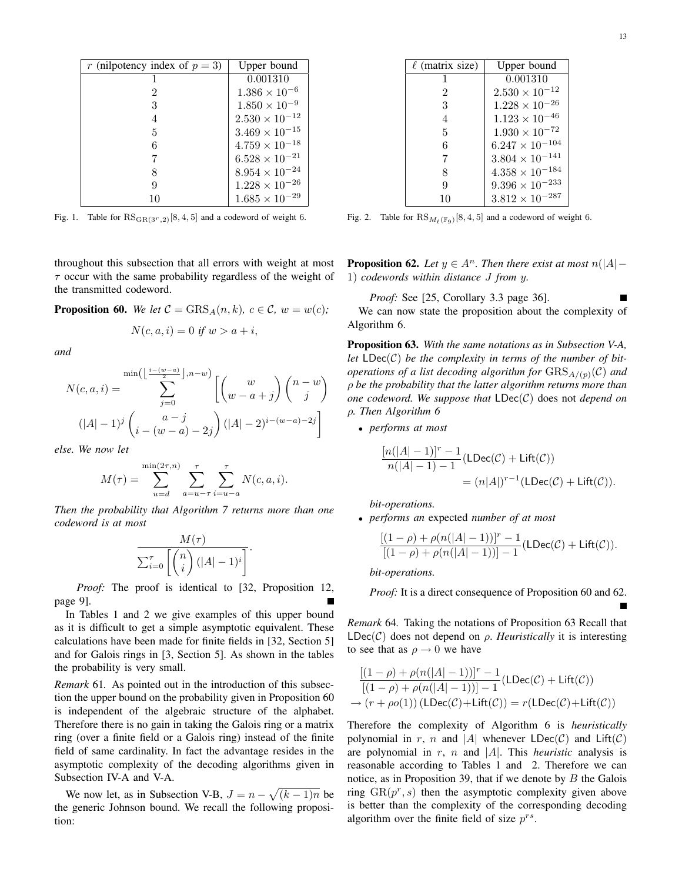| $r$ (nilpotency index of $p = 3$) | Upper bound |
|---|---|
| 1 | 0.001310 |
| 2 | $1.386 \times 10^{-6}$ |
| 3 | $1.850 \times 10^{-9}$ |
| 4 | $2.530 \times 10^{-12}$ |
| 5 | $3.469 \times 10^{-15}$ |
| 6 | $4.759 \times 10^{-18}$ |
| 7 | $6.528 \times 10^{-21}$ |
| 8 | $8.954 \times 10^{-24}$ |
| 9 | $1.228 \times 10^{-26}$ |
| 10 | $1.685 \times 10^{-29}$ |

Fig. 1. Table for $\mathrm{RS}_{\mathrm{GR}(3^r,2)}[8,4,5]$ and a codeword of weight 6.

| $\ell$ (matrix size) | Upper bound |
|---|---|
| 1 | 0.001310 |
| 2 | $2.530 \times 10^{-12}$ |
| 3 | $1.228 \times 10^{-26}$ |
| 4 | $1.123 \times 10^{-46}$ |
| 5 | $1.930 \times 10^{-72}$ |
| 6 | $6.247 \times 10^{-104}$ |
| 7 | $3.804 \times 10^{-141}$ |
| 8 | $4.358 \times 10^{-184}$ |
| 9 | $9.396 \times 10^{-233}$ |
| 10 | $3.812 \times 10^{-287}$ |

Fig. 2. Table for $\mathrm{RS}_{M_\ell(\mathbb{F}_9)}[8,4,5]$ and a codeword of weight 6.

throughout this subsection that all errors with weight at most $\tau$ occur with the same probability regardless of the weight of the transmitted codeword.

**Proposition 60.** *We let $\mathcal{C} = \mathrm{GRS}_A(n,k)$, $c \in \mathcal{C}$, $w = w(c)$;*

$$N(c,a,i) = 0 \text{ if } w > a + i,$$

*and*

$$N(c,a,i) = \sum_{j=0}^{\min\left(\lfloor \frac{i-(w-a)}{2} \rfloor, n-w\right)} \left[ \binom{w}{w-a+j} \binom{n-w}{j} (|A|-1)^j \binom{a-j}{i-(w-a)-2j} (|A|-2)^{i-(w-a)-2j} \right]$$

*else. We now let*

$$M(\tau) = \sum_{u=d}^{\min(2\tau,n)} \sum_{a=u-\tau}^{\tau} \sum_{i=u-a}^{\tau} N(c,a,i).$$

*Then the probability that Algorithm 7 returns more than one codeword is at most*

$$\frac{M(\tau)}{\sum_{i=0}^{\tau} \left[ \binom{n}{i} (|A|-1)^i \right]}.$$

*Proof:* The proof is identical to [32, Proposition 12, page 9]. ∎

In Tables 1 and 2 we give examples of this upper bound as it is difficult to get a simple asymptotic equivalent. These calculations have been made for finite fields in [32, Section 5] and for Galois rings in [3, Section 5]. As shown in the tables the probability is very small.

*Remark* 61. As pointed out in the introduction of this subsection the upper bound on the probability given in Proposition 60 is independent of the algebraic structure of the alphabet. Therefore there is no gain in taking the Galois ring or a matrix ring (over a finite field or a Galois ring) instead of the finite field of same cardinality. In fact the advantage resides in the asymptotic complexity of the decoding algorithms given in Subsection IV-A and V-A.

We now let, as in Subsection V-B, $J = n - \sqrt{(k-1)n}$ be the generic Johnson bound. We recall the following proposition:

**Proposition 62.** *Let $y \in A^n$. Then there exist at most $n(|A|-1)$ codewords within distance $J$ from $y$.*

*Proof:* See [25, Corollary 3.3 page 36]. ∎

We can now state the proposition about the complexity of Algorithm 6.

**Proposition 63.** *With the same notations as in Subsection V-A, let $\mathsf{LDec}(\mathcal{C})$ be the complexity in terms of the number of bit-operations of a list decoding algorithm for $\mathrm{GRS}_{A/(p)}(\mathcal{C})$ and $\rho$ be the probability that the latter algorithm returns more than one codeword. We suppose that* $\mathsf{LDec}(\mathcal{C})$ does not *depend on $\rho$. Then Algorithm 6*

- *performs at most*

$$\frac{[n(|A|-1)]^r - 1}{n(|A|-1) - 1} (\mathsf{LDec}(\mathcal{C}) + \mathsf{Lift}(\mathcal{C})) = (n|A|)^{r-1} (\mathsf{LDec}(\mathcal{C}) + \mathsf{Lift}(\mathcal{C})).$$

  *bit-operations.*

- *performs an* expected *number of at most*

$$\frac{[(1-\rho) + \rho(n(|A|-1))]^r - 1}{[(1-\rho) + \rho(n(|A|-1))] - 1} (\mathsf{LDec}(\mathcal{C}) + \mathsf{Lift}(\mathcal{C})).$$

  *bit-operations.*

*Proof:* It is a direct consequence of Proposition 60 and 62. ∎

*Remark* 64. Taking the notations of Proposition 63 Recall that $\mathsf{LDec}(\mathcal{C})$ does not depend on $\rho$. *Heuristically* it is interesting to see that as $\rho \to 0$ we have

$$\frac{[(1-\rho) + \rho(n(|A|-1))]^r - 1}{[(1-\rho) + \rho(n(|A|-1))] - 1} (\mathsf{LDec}(\mathcal{C}) + \mathsf{Lift}(\mathcal{C})) \to (r + \rho o(1)) (\mathsf{LDec}(\mathcal{C}) + \mathsf{Lift}(\mathcal{C})) = r (\mathsf{LDec}(\mathcal{C}) + \mathsf{Lift}(\mathcal{C}))$$

Therefore the complexity of Algorithm 6 is *heuristically* polynomial in $r$, $n$ and $|A|$ whenever $\mathsf{LDec}(\mathcal{C})$ and $\mathsf{Lift}(\mathcal{C})$ are polynomial in $r$, $n$ and $|A|$. This *heuristic* analysis is reasonable according to Tables 1 and 2. Therefore we can notice, as in Proposition 39, that if we denote by $B$ the Galois ring $\mathrm{GR}(p^r, s)$ then the asymptotic complexity given above is better than the complexity of the corresponding decoding algorithm over the finite field of size $p^{rs}$.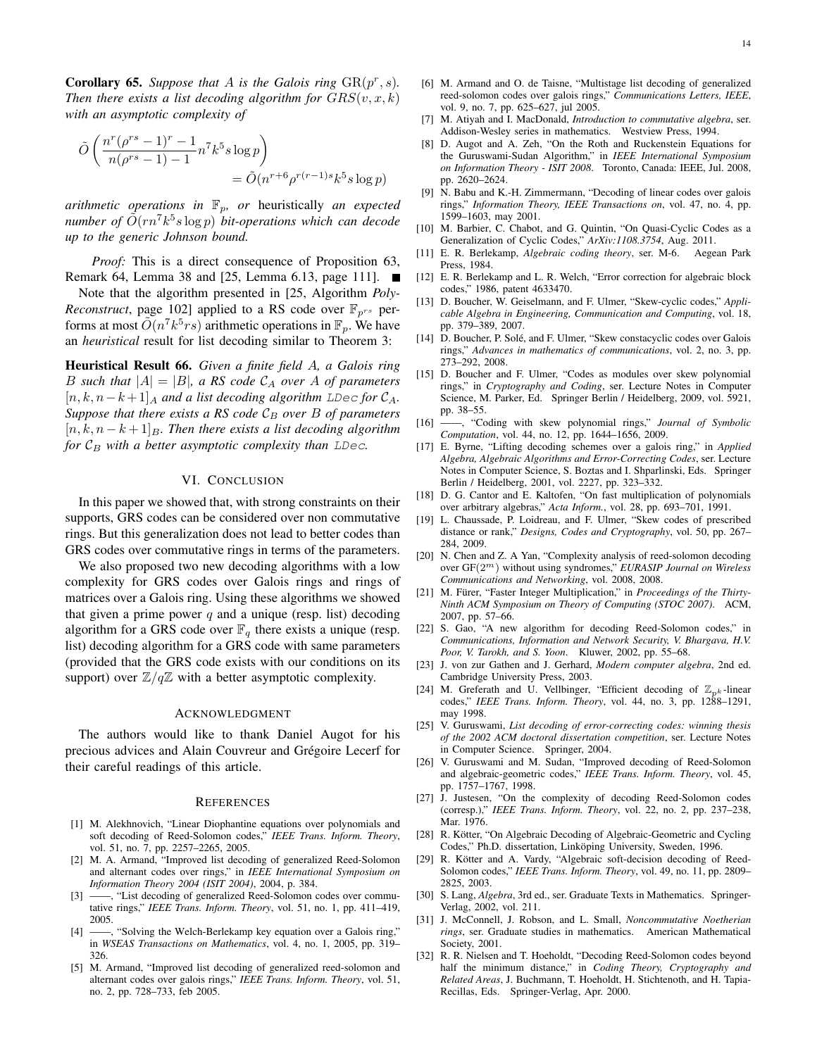**Corollary 65.** *Suppose that $A$ is the Galois ring $\mathrm{GR}(p^r, s)$. Then there exists a list decoding algorithm for $GRS(v, x, k)$ with an asymptotic complexity of*

$$\tilde{O}\left(\frac{n^r(\rho^{rs}-1)^r - 1}{n(\rho^{rs}-1)-1} n^7 k^5 s \log p\right) = \tilde{O}(n^{r+6} \rho^{r(r-1)s} k^5 s \log p)$$

*arithmetic operations in $\mathbb{F}_p$, or* heuristically *an expected number of $\tilde{O}(rn^7 k^5 s \log p)$ bit-operations which can decode up to the generic Johnson bound.*

*Proof:* This is a direct consequence of Proposition 63, Remark 64, Lemma 38 and [25, Lemma 6.13, page 111]. ■

Note that the algorithm presented in [25, Algorithm *Poly-Reconstruct*, page 102] applied to a RS code over $\mathbb{F}_{p^{rs}}$ performs at most $\tilde{O}(n^7 k^5 rs)$ arithmetic operations in $\mathbb{F}_p$. We have an *heuristical* result for list decoding similar to Theorem 3:

**Heuristical Result 66.** *Given a finite field $A$, a Galois ring $B$ such that $|A| = |B|$, a RS code $\mathcal{C}_A$ over $A$ of parameters $[n, k, n-k+1]_A$ and a list decoding algorithm `LDec` for $\mathcal{C}_A$. Suppose that there exists a RS code $\mathcal{C}_B$ over $B$ of parameters $[n, k, n-k+1]_B$. Then there exists a list decoding algorithm for $\mathcal{C}_B$ with a better asymptotic complexity than `LDec`.*

## VI. Conclusion

In this paper we showed that, with strong constraints on their supports, GRS codes can be considered over non commutative rings. But this generalization does not lead to better codes than GRS codes over commutative rings in terms of the parameters.

We also proposed two new decoding algorithms with a low complexity for GRS codes over Galois rings and rings of matrices over a Galois ring. Using these algorithms we showed that given a prime power $q$ and a unique (resp. list) decoding algorithm for a GRS code over $\mathbb{F}_q$ there exists a unique (resp. list) decoding algorithm for a GRS code with same parameters (provided that the GRS code exists with our conditions on its support) over $\mathbb{Z}/q\mathbb{Z}$ with a better asymptotic complexity.

## Acknowledgment

The authors would like to thank Daniel Augot for his precious advices and Alain Couvreur and Grégoire Lecerf for their careful readings of this article.

## References

[1] M. Alekhnovich, "Linear Diophantine equations over polynomials and soft decoding of Reed-Solomon codes," *IEEE Trans. Inform. Theory*, vol. 51, no. 7, pp. 2257–2265, 2005.

[2] M. A. Armand, "Improved list decoding of generalized Reed-Solomon and alternant codes over rings," in *IEEE International Symposium on Information Theory 2004 (ISIT 2004)*, 2004, p. 384.

[3] ——, "List decoding of generalized Reed-Solomon codes over commutative rings," *IEEE Trans. Inform. Theory*, vol. 51, no. 1, pp. 411–419, 2005.

[4] ——, "Solving the Welch-Berlekamp key equation over a Galois ring," in *WSEAS Transactions on Mathematics*, vol. 4, no. 1, 2005, pp. 319–326.

[5] M. Armand, "Improved list decoding of generalized reed-solomon and alternant codes over galois rings," *IEEE Trans. Inform. Theory*, vol. 51, no. 2, pp. 728–733, feb 2005.

[6] M. Armand and O. de Taisne, "Multistage list decoding of generalized reed-solomon codes over galois rings," *Communications Letters, IEEE*, vol. 9, no. 7, pp. 625–627, jul 2005.

[7] M. Atiyah and I. MacDonald, *Introduction to commutative algebra*, ser. Addison-Wesley series in mathematics. Westview Press, 1994.

[8] D. Augot and A. Zeh, "On the Roth and Ruckenstein Equations for the Guruswami-Sudan Algorithm," in *IEEE International Symposium on Information Theory - ISIT 2008*. Toronto, Canada: IEEE, Jul. 2008, pp. 2620–2624.

[9] N. Babu and K.-H. Zimmermann, "Decoding of linear codes over galois rings," *Information Theory, IEEE Transactions on*, vol. 47, no. 4, pp. 1599–1603, may 2001.

[10] M. Barbier, C. Chabot, and G. Quintin, "On Quasi-Cyclic Codes as a Generalization of Cyclic Codes," *ArXiv:1108.3754*, Aug. 2011.

[11] E. R. Berlekamp, *Algebraic coding theory*, ser. M-6. Aegean Park Press, 1984.

[12] E. R. Berlekamp and L. R. Welch, "Error correction for algebraic block codes," 1986, patent 4633470.

[13] D. Boucher, W. Geiselmann, and F. Ulmer, "Skew-cyclic codes," *Applicable Algebra in Engineering, Communication and Computing*, vol. 18, pp. 379–389, 2007.

[14] D. Boucher, P. Solé, and F. Ulmer, "Skew constacyclic codes over Galois rings," *Advances in mathematics of communications*, vol. 2, no. 3, pp. 273–292, 2008.

[15] D. Boucher and F. Ulmer, "Codes as modules over skew polynomial rings," in *Cryptography and Coding*, ser. Lecture Notes in Computer Science, M. Parker, Ed. Springer Berlin / Heidelberg, 2009, vol. 5921, pp. 38–55.

[16] ——, "Coding with skew polynomial rings," *Journal of Symbolic Computation*, vol. 44, no. 12, pp. 1644–1656, 2009.

[17] E. Byrne, "Lifting decoding schemes over a galois ring," in *Applied Algebra, Algebraic Algorithms and Error-Correcting Codes*, ser. Lecture Notes in Computer Science, S. Boztas and I. Shparlinski, Eds. Springer Berlin / Heidelberg, 2001, vol. 2227, pp. 323–332.

[18] D. G. Cantor and E. Kaltofen, "On fast multiplication of polynomials over arbitrary algebras," *Acta Inform.*, vol. 28, pp. 693–701, 1991.

[19] L. Chaussade, P. Loidreau, and F. Ulmer, "Skew codes of prescribed distance or rank," *Designs, Codes and Cryptography*, vol. 50, pp. 267–284, 2009.

[20] N. Chen and Z. A Yan, "Complexity analysis of reed-solomon decoding over GF($2^m$) without using syndromes," *EURASIP Journal on Wireless Communications and Networking*, vol. 2008, 2008.

[21] M. Fürer, "Faster Integer Multiplication," in *Proceedings of the Thirty-Ninth ACM Symposium on Theory of Computing (STOC 2007)*. ACM, 2007, pp. 57–66.

[22] S. Gao, "A new algorithm for decoding Reed-Solomon codes," in *Communications, Information and Network Security, V. Bhargava, H.V. Poor, V. Tarokh, and S. Yoon*. Kluwer, 2002, pp. 55–68.

[23] J. von zur Gathen and J. Gerhard, *Modern computer algebra*, 2nd ed. Cambridge University Press, 2003.

[24] M. Greferath and U. Vellbinger, "Efficient decoding of $\mathbb{Z}_{p^k}$-linear codes," *IEEE Trans. Inform. Theory*, vol. 44, no. 3, pp. 1288–1291, may 1998.

[25] V. Guruswami, *List decoding of error-correcting codes: winning thesis of the 2002 ACM doctoral dissertation competition*, ser. Lecture Notes in Computer Science. Springer, 2004.

[26] V. Guruswami and M. Sudan, "Improved decoding of Reed-Solomon and algebraic-geometric codes," *IEEE Trans. Inform. Theory*, vol. 45, pp. 1757–1767, 1998.

[27] J. Justesen, "On the complexity of decoding Reed-Solomon codes (corresp.)," *IEEE Trans. Inform. Theory*, vol. 22, no. 2, pp. 237–238, Mar. 1976.

[28] R. Kötter, "On Algebraic Decoding of Algebraic-Geometric and Cycling Codes," Ph.D. dissertation, Linköping University, Sweden, 1996.

[29] R. Kötter and A. Vardy, "Algebraic soft-decision decoding of Reed-Solomon codes," *IEEE Trans. Inform. Theory*, vol. 49, no. 11, pp. 2809–2825, 2003.

[30] S. Lang, *Algebra*, 3rd ed., ser. Graduate Texts in Mathematics. Springer-Verlag, 2002, vol. 211.

[31] J. McConnell, J. Robson, and L. Small, *Noncommutative Noetherian rings*, ser. Graduate studies in mathematics. American Mathematical Society, 2001.

[32] R. R. Nielsen and T. Hoeholdt, "Decoding Reed-Solomon codes beyond half the minimum distance," in *Coding Theory, Cryptography and Related Areas*, J. Buchmann, T. Hoeholdt, H. Stichtenoth, and H. Tapia-Recillas, Eds. Springer-Verlag, Apr. 2000.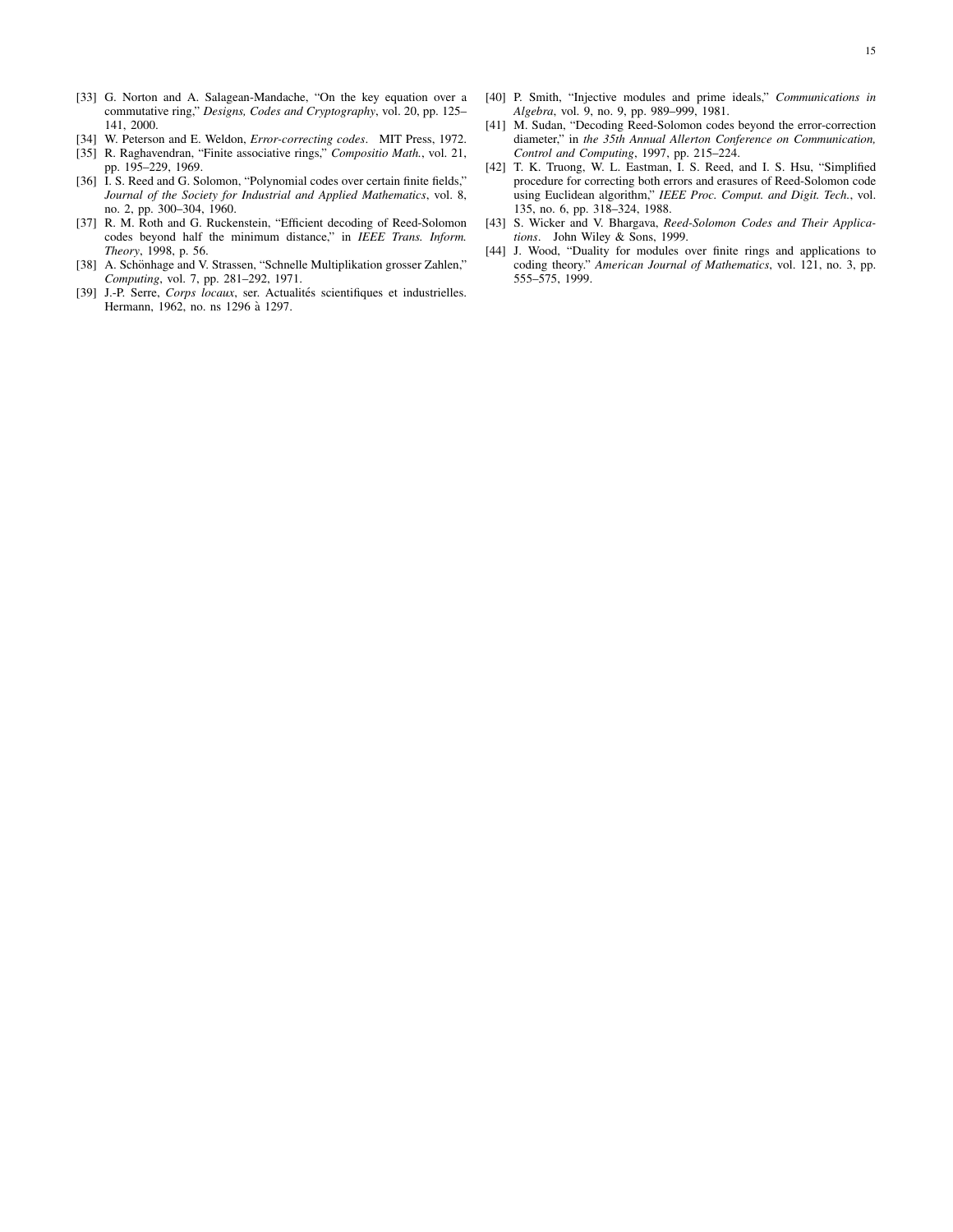[33] G. Norton and A. Salagean-Mandache, "On the key equation over a commutative ring," *Designs, Codes and Cryptography*, vol. 20, pp. 125–141, 2000.

[34] W. Peterson and E. Weldon, *Error-correcting codes*. MIT Press, 1972.

[35] R. Raghavendran, "Finite associative rings," *Compositio Math.*, vol. 21, pp. 195–229, 1969.

[36] I. S. Reed and G. Solomon, "Polynomial codes over certain finite fields," *Journal of the Society for Industrial and Applied Mathematics*, vol. 8, no. 2, pp. 300–304, 1960.

[37] R. M. Roth and G. Ruckenstein, "Efficient decoding of Reed-Solomon codes beyond half the minimum distance," in *IEEE Trans. Inform. Theory*, 1998, p. 56.

[38] A. Schönhage and V. Strassen, "Schnelle Multiplikation grosser Zahlen," *Computing*, vol. 7, pp. 281–292, 1971.

[39] J.-P. Serre, *Corps locaux*, ser. Actualités scientifiques et industrielles. Hermann, 1962, no. ns 1296 à 1297.

[40] P. Smith, "Injective modules and prime ideals," *Communications in Algebra*, vol. 9, no. 9, pp. 989–999, 1981.

[41] M. Sudan, "Decoding Reed-Solomon codes beyond the error-correction diameter," in *the 35th Annual Allerton Conference on Communication, Control and Computing*, 1997, pp. 215–224.

[42] T. K. Truong, W. L. Eastman, I. S. Reed, and I. S. Hsu, "Simplified procedure for correcting both errors and erasures of Reed-Solomon code using Euclidean algorithm," *IEEE Proc. Comput. and Digit. Tech.*, vol. 135, no. 6, pp. 318–324, 1988.

[43] S. Wicker and V. Bhargava, *Reed-Solomon Codes and Their Applications*. John Wiley & Sons, 1999.

[44] J. Wood, "Duality for modules over finite rings and applications to coding theory." *American Journal of Mathematics*, vol. 121, no. 3, pp. 555–575, 1999.